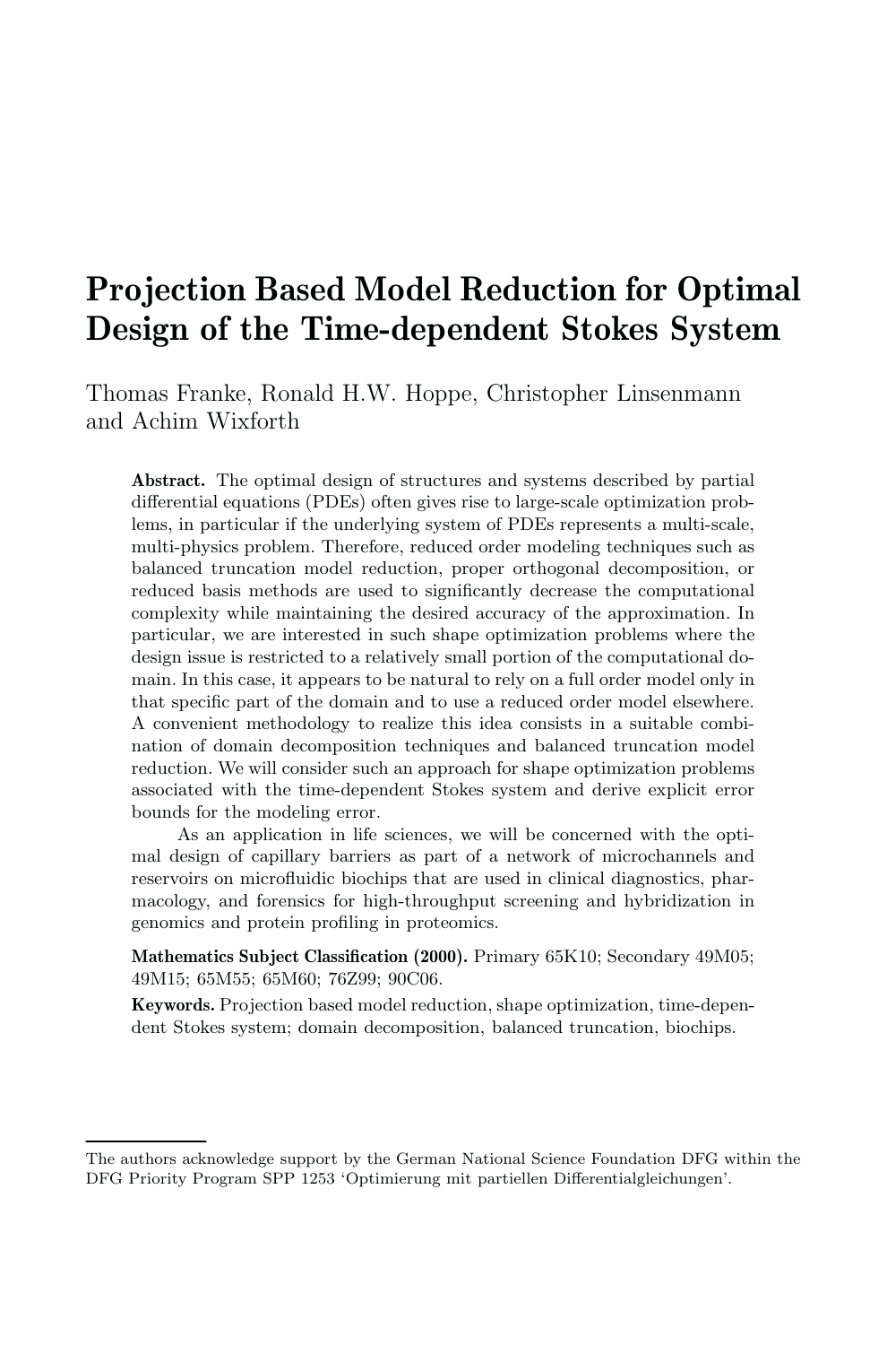# Projection Based Model Reduction for Optimal Design of the Time-dependent Stokes System

Thomas Franke, Ronald H.W. Hoppe, Christopher Linsenmann and Achim Wixforth

**Abstract.** The optimal design of structures and systems described by partial differential equations (PDEs) often gives rise to large-scale optimization problems, in particular if the underlying system of PDEs represents a multi-scale, multi-physics problem. Therefore, reduced order modeling techniques such as balanced truncation model reduction, proper orthogonal decomposition, or reduced basis methods are used to significantly decrease the computational complexity while maintaining the desired accuracy of the approximation. In particular, we are interested in such shape optimization problems where the design issue is restricted to a relatively small portion of the computational domain. In this case, it appears to be natural to rely on a full order model only in that specific part of the domain and to use a reduced order model elsewhere. A convenient methodology to realize this idea consists in a suitable combination of domain decomposition techniques and balanced truncation model reduction. We will consider such an approach for shape optimization problems associated with the time-dependent Stokes system and derive explicit error bounds for the modeling error.

As an application in life sciences, we will be concerned with the optimal design of capillary barriers as part of a network of microchannels and reservoirs on microfluidic biochips that are used in clinical diagnostics, pharmacology, and forensics for high-throughput screening and hybridization in genomics and protein profiling in proteomics.

**Mathematics Subject Classification (2000).** Primary 65K10; Secondary 49M05; 49M15; 65M55; 65M60; 76Z99; 90C06.

**Keywords.** Projection based model reduction, shape optimization, time-dependent Stokes system; domain decomposition, balanced truncation, biochips.

---

The authors acknowledge support by the German National Science Foundation DFG within the DFG Priority Program SPP 1253 'Optimierung mit partiellen Differentialgleichungen'.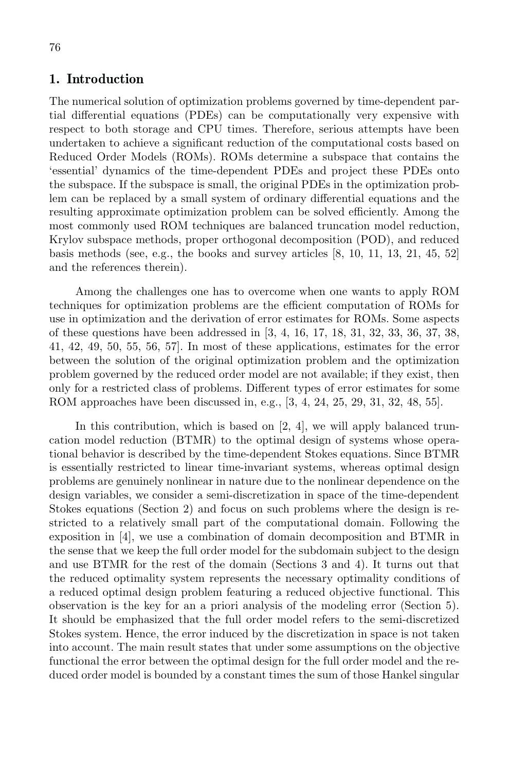## 1. Introduction

The numerical solution of optimization problems governed by time-dependent partial differential equations (PDEs) can be computationally very expensive with respect to both storage and CPU times. Therefore, serious attempts have been undertaken to achieve a significant reduction of the computational costs based on Reduced Order Models (ROMs). ROMs determine a subspace that contains the 'essential' dynamics of the time-dependent PDEs and project these PDEs onto the subspace. If the subspace is small, the original PDEs in the optimization problem can be replaced by a small system of ordinary differential equations and the resulting approximate optimization problem can be solved efficiently. Among the most commonly used ROM techniques are balanced truncation model reduction, Krylov subspace methods, proper orthogonal decomposition (POD), and reduced basis methods (see, e.g., the books and survey articles [8, 10, 11, 13, 21, 45, 52] and the references therein).

Among the challenges one has to overcome when one wants to apply ROM techniques for optimization problems are the efficient computation of ROMs for use in optimization and the derivation of error estimates for ROMs. Some aspects of these questions have been addressed in [3, 4, 16, 17, 18, 31, 32, 33, 36, 37, 38, 41, 42, 49, 50, 55, 56, 57]. In most of these applications, estimates for the error between the solution of the original optimization problem and the optimization problem governed by the reduced order model are not available; if they exist, then only for a restricted class of problems. Different types of error estimates for some ROM approaches have been discussed in, e.g., [3, 4, 24, 25, 29, 31, 32, 48, 55].

In this contribution, which is based on [2, 4], we will apply balanced truncation model reduction (BTMR) to the optimal design of systems whose operational behavior is described by the time-dependent Stokes equations. Since BTMR is essentially restricted to linear time-invariant systems, whereas optimal design problems are genuinely nonlinear in nature due to the nonlinear dependence on the design variables, we consider a semi-discretization in space of the time-dependent Stokes equations (Section 2) and focus on such problems where the design is restricted to a relatively small part of the computational domain. Following the exposition in [4], we use a combination of domain decomposition and BTMR in the sense that we keep the full order model for the subdomain subject to the design and use BTMR for the rest of the domain (Sections 3 and 4). It turns out that the reduced optimality system represents the necessary optimality conditions of a reduced optimal design problem featuring a reduced objective functional. This observation is the key for an a priori analysis of the modeling error (Section 5). It should be emphasized that the full order model refers to the semi-discretized Stokes system. Hence, the error induced by the discretization in space is not taken into account. The main result states that under some assumptions on the objective functional the error between the optimal design for the full order model and the reduced order model is bounded by a constant times the sum of those Hankel singular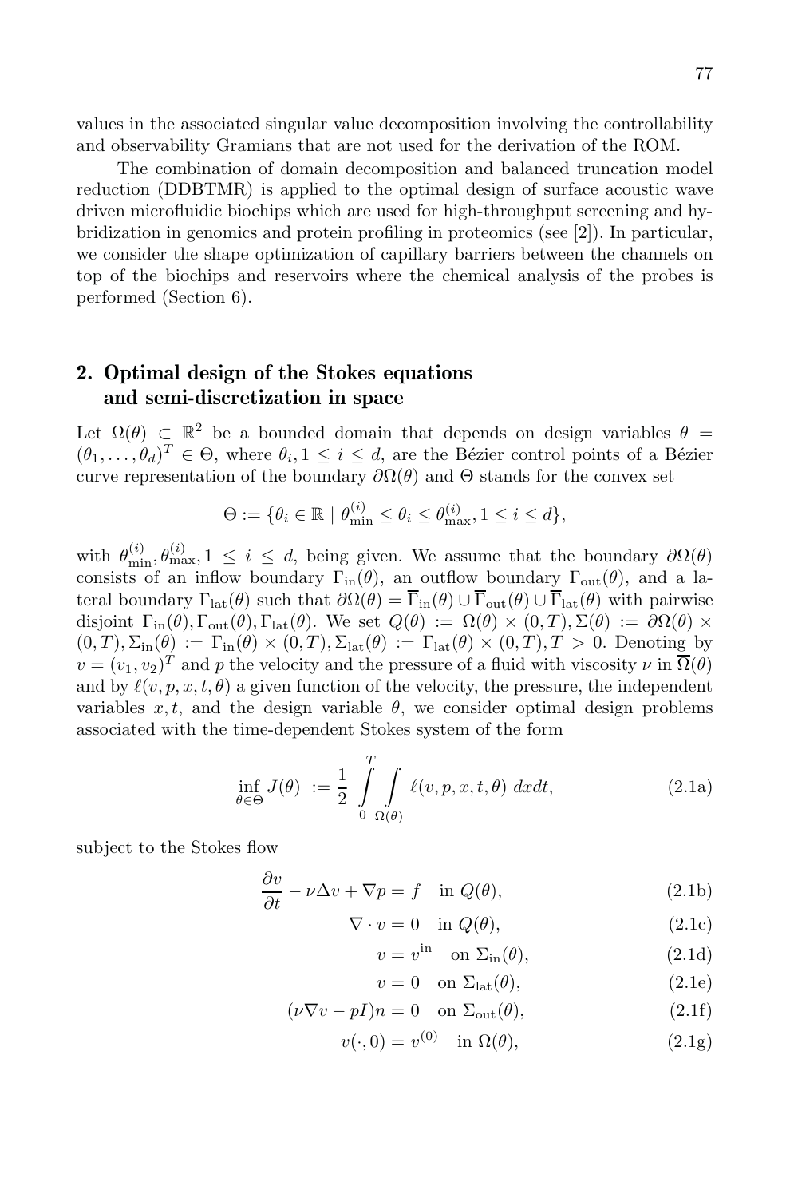values in the associated singular value decomposition involving the controllability and observability Gramians that are not used for the derivation of the ROM.

The combination of domain decomposition and balanced truncation model reduction (DDBTMR) is applied to the optimal design of surface acoustic wave driven microfluidic biochips which are used for high-throughput screening and hybridization in genomics and protein profiling in proteomics (see [2]). In particular, we consider the shape optimization of capillary barriers between the channels on top of the biochips and reservoirs where the chemical analysis of the probes is performed (Section 6).

## 2. Optimal design of the Stokes equations and semi-discretization in space

Let $\Omega(\theta) \subset \mathbb{R}^2$ be a bounded domain that depends on design variables $\theta = (\theta_1, \ldots, \theta_d)^T \in \Theta$, where $\theta_i, 1 \le i \le d$, are the Bézier control points of a Bézier curve representation of the boundary $\partial\Omega(\theta)$ and $\Theta$ stands for the convex set

$$\Theta := \{\theta_i \in \mathbb{R} \mid \theta_{\min}^{(i)} \le \theta_i \le \theta_{\max}^{(i)}, 1 \le i \le d\},$$

with $\theta_{\min}^{(i)}, \theta_{\max}^{(i)}, 1 \le i \le d$, being given. We assume that the boundary $\partial\Omega(\theta)$ consists of an inflow boundary $\Gamma_{\text{in}}(\theta)$, an outflow boundary $\Gamma_{\text{out}}(\theta)$, and a lateral boundary $\Gamma_{\text{lat}}(\theta)$ such that $\partial\Omega(\theta) = \overline{\Gamma}_{\text{in}}(\theta) \cup \overline{\Gamma}_{\text{out}}(\theta) \cup \overline{\Gamma}_{\text{lat}}(\theta)$ with pairwise disjoint $\Gamma_{\text{in}}(\theta), \Gamma_{\text{out}}(\theta), \Gamma_{\text{lat}}(\theta)$. We set $Q(\theta) := \Omega(\theta) \times (0,T), \Sigma(\theta) := \partial\Omega(\theta) \times (0,T), \Sigma_{\text{in}}(\theta) := \Gamma_{\text{in}}(\theta) \times (0,T), \Sigma_{\text{lat}}(\theta) := \Gamma_{\text{lat}}(\theta) \times (0,T), T > 0$. Denoting by $v = (v_1, v_2)^T$ and $p$ the velocity and the pressure of a fluid with viscosity $\nu$ in $\overline{\Omega}(\theta)$ and by $\ell(v,p,x,t,\theta)$ a given function of the velocity, the pressure, the independent variables $x, t$, and the design variable $\theta$, we consider optimal design problems associated with the time-dependent Stokes system of the form

$$\inf_{\theta \in \Theta} J(\theta) := \frac{1}{2} \int_0^T \int_{\Omega(\theta)} \ell(v,p,x,t,\theta)\, dx dt, \tag{2.1a}$$

subject to the Stokes flow

$$\frac{\partial v}{\partial t} - \nu \Delta v + \nabla p = f \quad \text{in } Q(\theta), \tag{2.1b}$$

$$\nabla \cdot v = 0 \quad \text{in } Q(\theta), \tag{2.1c}$$

$$v = v^{\text{in}} \quad \text{on } \Sigma_{\text{in}}(\theta), \tag{2.1d}$$

$$v = 0 \quad \text{on } \Sigma_{\text{lat}}(\theta), \tag{2.1e}$$

$$(\nu \nabla v - pI)n = 0 \quad \text{on } \Sigma_{\text{out}}(\theta), \tag{2.1f}$$

$$v(\cdot, 0) = v^{(0)} \quad \text{in } \Omega(\theta), \tag{2.1g}$$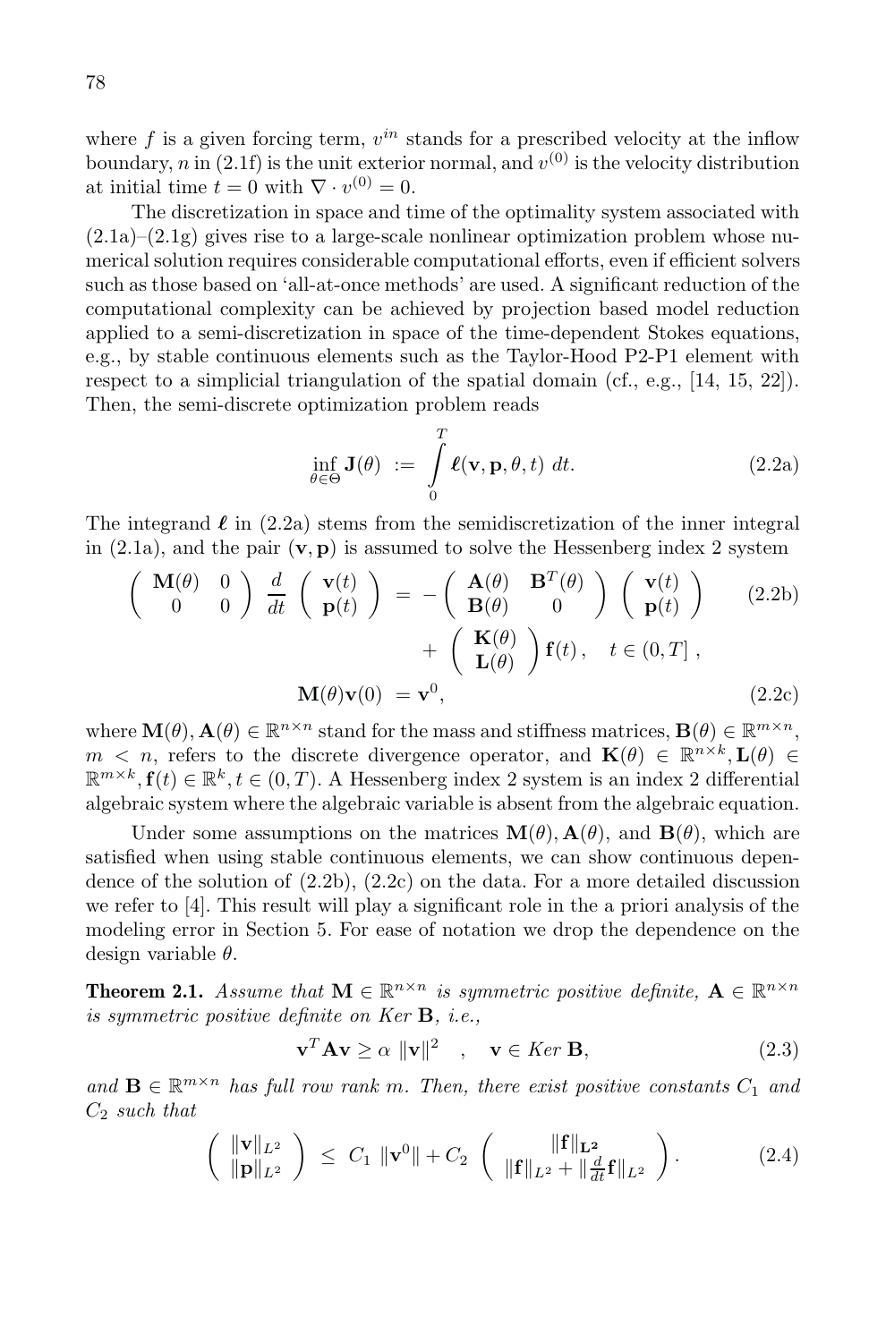where $f$ is a given forcing term, $v^{in}$ stands for a prescribed velocity at the inflow boundary, $n$ in (2.1f) is the unit exterior normal, and $v^{(0)}$ is the velocity distribution at initial time $t = 0$ with $\nabla \cdot v^{(0)} = 0$.

The discretization in space and time of the optimality system associated with (2.1a)–(2.1g) gives rise to a large-scale nonlinear optimization problem whose numerical solution requires considerable computational efforts, even if efficient solvers such as those based on 'all-at-once methods' are used. A significant reduction of the computational complexity can be achieved by projection based model reduction applied to a semi-discretization in space of the time-dependent Stokes equations, e.g., by stable continuous elements such as the Taylor-Hood P2-P1 element with respect to a simplicial triangulation of the spatial domain (cf., e.g., [14, 15, 22]). Then, the semi-discrete optimization problem reads

$$\inf_{\theta \in \Theta} \mathbf{J}(\theta) \ := \ \int_0^T \boldsymbol{\ell}(\mathbf{v}, \mathbf{p}, \theta, t) \ dt. \tag{2.2a}$$

The integrand $\boldsymbol{\ell}$ in (2.2a) stems from the semidiscretization of the inner integral in (2.1a), and the pair $(\mathbf{v}, \mathbf{p})$ is assumed to solve the Hessenberg index 2 system

$$\begin{pmatrix} \mathbf{M}(\theta) & 0 \\ 0 & 0 \end{pmatrix} \frac{d}{dt} \begin{pmatrix} \mathbf{v}(t) \\ \mathbf{p}(t) \end{pmatrix} = - \begin{pmatrix} \mathbf{A}(\theta) & \mathbf{B}^T(\theta) \\ \mathbf{B}(\theta) & 0 \end{pmatrix} \begin{pmatrix} \mathbf{v}(t) \\ \mathbf{p}(t) \end{pmatrix} + \begin{pmatrix} \mathbf{K}(\theta) \\ \mathbf{L}(\theta) \end{pmatrix} \mathbf{f}(t), \quad t \in (0, T], \tag{2.2b}$$

$$\mathbf{M}(\theta)\mathbf{v}(0) \ = \mathbf{v}^0, \tag{2.2c}$$

where $\mathbf{M}(\theta), \mathbf{A}(\theta) \in \mathbb{R}^{n \times n}$ stand for the mass and stiffness matrices, $\mathbf{B}(\theta) \in \mathbb{R}^{m \times n}$, $m < n$, refers to the discrete divergence operator, and $\mathbf{K}(\theta) \in \mathbb{R}^{n \times k}, \mathbf{L}(\theta) \in \mathbb{R}^{m \times k}, \mathbf{f}(t) \in \mathbb{R}^k, t \in (0, T)$. A Hessenberg index 2 system is an index 2 differential algebraic system where the algebraic variable is absent from the algebraic equation.

Under some assumptions on the matrices $\mathbf{M}(\theta), \mathbf{A}(\theta)$, and $\mathbf{B}(\theta)$, which are satisfied when using stable continuous elements, we can show continuous dependence of the solution of (2.2b), (2.2c) on the data. For a more detailed discussion we refer to [4]. This result will play a significant role in the a priori analysis of the modeling error in Section 5. For ease of notation we drop the dependence on the design variable $\theta$.

**Theorem 2.1.** *Assume that $\mathbf{M} \in \mathbb{R}^{n \times n}$ is symmetric positive definite, $\mathbf{A} \in \mathbb{R}^{n \times n}$ is symmetric positive definite on Ker $\mathbf{B}$, i.e.,*

$$\mathbf{v}^T \mathbf{A} \mathbf{v} \geq \alpha \ \|\mathbf{v}\|^2 \quad , \quad \mathbf{v} \in Ker \ \mathbf{B}, \tag{2.3}$$

*and $\mathbf{B} \in \mathbb{R}^{m \times n}$ has full row rank $m$. Then, there exist positive constants $C_1$ and $C_2$ such that*

$$\begin{pmatrix} \|\mathbf{v}\|_{L^2} \\ \|\mathbf{p}\|_{L^2} \end{pmatrix} \ \leq \ C_1 \ \|\mathbf{v}^0\| + C_2 \ \begin{pmatrix} \|\mathbf{f}\|_{\mathbf{L^2}} \\ \|\mathbf{f}\|_{L^2} + \|\frac{d}{dt}\mathbf{f}\|_{L^2} \end{pmatrix}. \tag{2.4}$$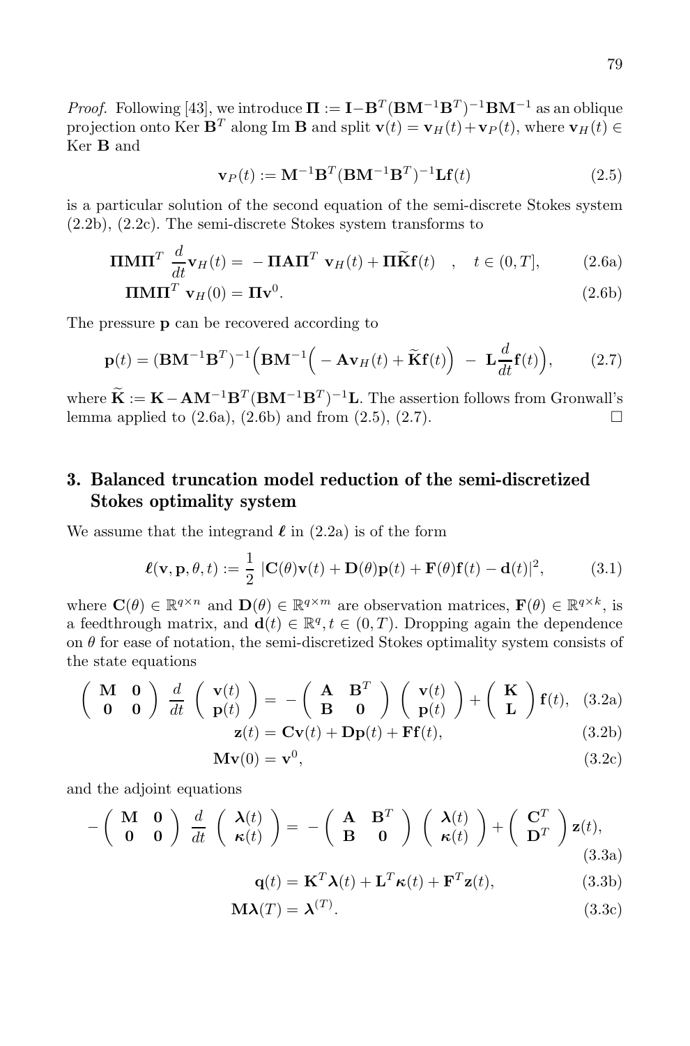*Proof.* Following [43], we introduce $\mathbf{\Pi} := \mathbf{I} - \mathbf{B}^T(\mathbf{B}\mathbf{M}^{-1}\mathbf{B}^T)^{-1}\mathbf{B}\mathbf{M}^{-1}$ as an oblique projection onto Ker $\mathbf{B}^T$ along Im $\mathbf{B}$ and split $\mathbf{v}(t) = \mathbf{v}_H(t) + \mathbf{v}_P(t)$, where $\mathbf{v}_H(t) \in$ Ker $\mathbf{B}$ and

$$\mathbf{v}_P(t) := \mathbf{M}^{-1}\mathbf{B}^T(\mathbf{B}\mathbf{M}^{-1}\mathbf{B}^T)^{-1}\mathbf{L}\mathbf{f}(t) \tag{2.5}$$

is a particular solution of the second equation of the semi-discrete Stokes system (2.2b), (2.2c). The semi-discrete Stokes system transforms to

$$\mathbf{\Pi}\mathbf{M}\mathbf{\Pi}^T \, \frac{d}{dt}\mathbf{v}_H(t) = \, -\mathbf{\Pi}\mathbf{A}\mathbf{\Pi}^T \, \mathbf{v}_H(t) + \mathbf{\Pi}\widetilde{\mathbf{K}}\mathbf{f}(t) \quad , \quad t \in (0,T], \tag{2.6a}$$

$$\mathbf{\Pi}\mathbf{M}\mathbf{\Pi}^T \, \mathbf{v}_H(0) = \mathbf{\Pi}\mathbf{v}^0. \tag{2.6b}$$

The pressure $\mathbf{p}$ can be recovered according to

$$\mathbf{p}(t) = (\mathbf{B}\mathbf{M}^{-1}\mathbf{B}^T)^{-1}\Big(\mathbf{B}\mathbf{M}^{-1}\Big( -\mathbf{A}\mathbf{v}_H(t) + \widetilde{\mathbf{K}}\mathbf{f}(t)\Big) \; - \; \mathbf{L}\frac{d}{dt}\mathbf{f}(t)\Big), \tag{2.7}$$

where $\widetilde{\mathbf{K}} := \mathbf{K} - \mathbf{A}\mathbf{M}^{-1}\mathbf{B}^T(\mathbf{B}\mathbf{M}^{-1}\mathbf{B}^T)^{-1}\mathbf{L}$. The assertion follows from Gronwall's lemma applied to (2.6a), (2.6b) and from (2.5), (2.7). □

## 3. Balanced truncation model reduction of the semi-discretized Stokes optimality system

We assume that the integrand $\boldsymbol{\ell}$ in (2.2a) is of the form

$$\boldsymbol{\ell}(\mathbf{v},\mathbf{p},\theta,t) := \frac{1}{2} \, |\mathbf{C}(\theta)\mathbf{v}(t) + \mathbf{D}(\theta)\mathbf{p}(t) + \mathbf{F}(\theta)\mathbf{f}(t) - \mathbf{d}(t)|^2, \tag{3.1}$$

where $\mathbf{C}(\theta) \in \mathbb{R}^{q\times n}$ and $\mathbf{D}(\theta) \in \mathbb{R}^{q\times m}$ are observation matrices, $\mathbf{F}(\theta) \in \mathbb{R}^{q\times k}$, is a feedthrough matrix, and $\mathbf{d}(t) \in \mathbb{R}^q, t \in (0,T)$. Dropping again the dependence on $\theta$ for ease of notation, the semi-discretized Stokes optimality system consists of the state equations

$$\begin{pmatrix} \mathbf{M} & \mathbf{0} \\ \mathbf{0} & \mathbf{0} \end{pmatrix} \frac{d}{dt} \begin{pmatrix} \mathbf{v}(t) \\ \mathbf{p}(t) \end{pmatrix} = -\begin{pmatrix} \mathbf{A} & \mathbf{B}^T \\ \mathbf{B} & \mathbf{0} \end{pmatrix} \begin{pmatrix} \mathbf{v}(t) \\ \mathbf{p}(t) \end{pmatrix} + \begin{pmatrix} \mathbf{K} \\ \mathbf{L} \end{pmatrix} \mathbf{f}(t), \tag{3.2a}$$

$$\mathbf{z}(t) = \mathbf{C}\mathbf{v}(t) + \mathbf{D}\mathbf{p}(t) + \mathbf{F}\mathbf{f}(t), \tag{3.2b}$$

$$\mathbf{M}\mathbf{v}(0) = \mathbf{v}^0, \tag{3.2c}$$

and the adjoint equations

$$-\begin{pmatrix} \mathbf{M} & \mathbf{0} \\ \mathbf{0} & \mathbf{0} \end{pmatrix} \frac{d}{dt} \begin{pmatrix} \boldsymbol{\lambda}(t) \\ \boldsymbol{\kappa}(t) \end{pmatrix} = -\begin{pmatrix} \mathbf{A} & \mathbf{B}^T \\ \mathbf{B} & \mathbf{0} \end{pmatrix} \begin{pmatrix} \boldsymbol{\lambda}(t) \\ \boldsymbol{\kappa}(t) \end{pmatrix} + \begin{pmatrix} \mathbf{C}^T \\ \mathbf{D}^T \end{pmatrix} \mathbf{z}(t), \tag{3.3a}$$

$$\mathbf{q}(t) = \mathbf{K}^T\boldsymbol{\lambda}(t) + \mathbf{L}^T\boldsymbol{\kappa}(t) + \mathbf{F}^T\mathbf{z}(t), \tag{3.3b}$$

$$\mathbf{M}\boldsymbol{\lambda}(T) = \boldsymbol{\lambda}^{(T)}. \tag{3.3c}$$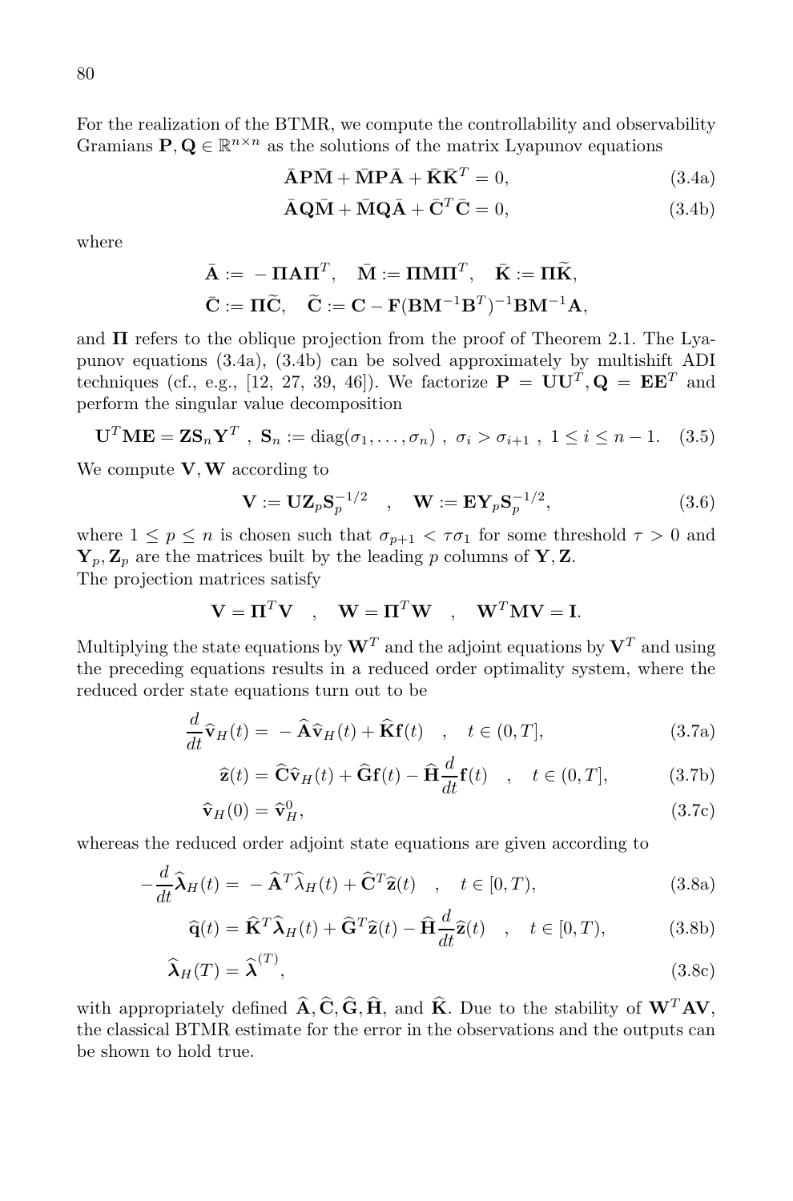For the realization of the BTMR, we compute the controllability and observability Gramians $\mathbf{P}, \mathbf{Q} \in \mathbb{R}^{n \times n}$ as the solutions of the matrix Lyapunov equations

$$\bar{\mathbf{A}}\mathbf{P}\bar{\mathbf{M}} + \bar{\mathbf{M}}\mathbf{P}\bar{\mathbf{A}} + \bar{\mathbf{K}}\bar{\mathbf{K}}^T = 0, \tag{3.4a}$$

$$\bar{\mathbf{A}}\mathbf{Q}\bar{\mathbf{M}} + \bar{\mathbf{M}}\mathbf{Q}\bar{\mathbf{A}} + \bar{\mathbf{C}}^T\bar{\mathbf{C}} = 0, \tag{3.4b}$$

where

$$\bar{\mathbf{A}} := -\mathbf{\Pi}\mathbf{A}\mathbf{\Pi}^T, \quad \bar{\mathbf{M}} := \mathbf{\Pi}\mathbf{M}\mathbf{\Pi}^T, \quad \bar{\mathbf{K}} := \mathbf{\Pi}\widetilde{\mathbf{K}},$$
$$\bar{\mathbf{C}} := \mathbf{\Pi}\widetilde{\mathbf{C}}, \quad \widetilde{\mathbf{C}} := \mathbf{C} - \mathbf{F}(\mathbf{B}\mathbf{M}^{-1}\mathbf{B}^T)^{-1}\mathbf{B}\mathbf{M}^{-1}\mathbf{A},$$

and $\mathbf{\Pi}$ refers to the oblique projection from the proof of Theorem 2.1. The Lyapunov equations (3.4a), (3.4b) can be solved approximately by multishift ADI techniques (cf., e.g., [12, 27, 39, 46]). We factorize $\mathbf{P} = \mathbf{U}\mathbf{U}^T, \mathbf{Q} = \mathbf{E}\mathbf{E}^T$ and perform the singular value decomposition

$$\mathbf{U}^T\mathbf{M}\mathbf{E} = \mathbf{Z}\mathbf{S}_n\mathbf{Y}^T \ , \ \mathbf{S}_n := \mathrm{diag}(\sigma_1, \ldots, \sigma_n) \ , \ \sigma_i > \sigma_{i+1} \ , \ 1 \leq i \leq n-1. \tag{3.5}$$

We compute $\mathbf{V}, \mathbf{W}$ according to

$$\mathbf{V} := \mathbf{U}\mathbf{Z}_p\mathbf{S}_p^{-1/2} \quad , \quad \mathbf{W} := \mathbf{E}\mathbf{Y}_p\mathbf{S}_p^{-1/2}, \tag{3.6}$$

where $1 \leq p \leq n$ is chosen such that $\sigma_{p+1} < \tau\sigma_1$ for some threshold $\tau > 0$ and $\mathbf{Y}_p, \mathbf{Z}_p$ are the matrices built by the leading $p$ columns of $\mathbf{Y}, \mathbf{Z}$.
The projection matrices satisfy

$$\mathbf{V} = \mathbf{\Pi}^T\mathbf{V} \quad , \quad \mathbf{W} = \mathbf{\Pi}^T\mathbf{W} \quad , \quad \mathbf{W}^T\mathbf{M}\mathbf{V} = \mathbf{I}.$$

Multiplying the state equations by $\mathbf{W}^T$ and the adjoint equations by $\mathbf{V}^T$ and using the preceding equations results in a reduced order optimality system, where the reduced order state equations turn out to be

$$\frac{d}{dt}\widehat{\mathbf{v}}_H(t) = -\widehat{\mathbf{A}}\widehat{\mathbf{v}}_H(t) + \widehat{\mathbf{K}}\mathbf{f}(t) \quad , \quad t \in (0, T], \tag{3.7a}$$

$$\widehat{\mathbf{z}}(t) = \widehat{\mathbf{C}}\widehat{\mathbf{v}}_H(t) + \widehat{\mathbf{G}}\mathbf{f}(t) - \widehat{\mathbf{H}}\frac{d}{dt}\mathbf{f}(t) \quad , \quad t \in (0, T], \tag{3.7b}$$

$$\widehat{\mathbf{v}}_H(0) = \widehat{\mathbf{v}}_H^0, \tag{3.7c}$$

whereas the reduced order adjoint state equations are given according to

$$-\frac{d}{dt}\widehat{\boldsymbol{\lambda}}_H(t) = -\widehat{\mathbf{A}}^T\widehat{\lambda}_H(t) + \widehat{\mathbf{C}}^T\widehat{\mathbf{z}}(t) \quad , \quad t \in [0, T), \tag{3.8a}$$

$$\widehat{\mathbf{q}}(t) = \widehat{\mathbf{K}}^T\widehat{\boldsymbol{\lambda}}_H(t) + \widehat{\mathbf{G}}^T\widehat{\mathbf{z}}(t) - \widehat{\mathbf{H}}\frac{d}{dt}\widehat{\mathbf{z}}(t) \quad , \quad t \in [0, T), \tag{3.8b}$$

$$\widehat{\boldsymbol{\lambda}}_H(T) = \widehat{\boldsymbol{\lambda}}^{(T)}, \tag{3.8c}$$

with appropriately defined $\widehat{\mathbf{A}}, \widehat{\mathbf{C}}, \widehat{\mathbf{G}}, \widehat{\mathbf{H}}$, and $\widehat{\mathbf{K}}$. Due to the stability of $\mathbf{W}^T\mathbf{A}\mathbf{V}$, the classical BTMR estimate for the error in the observations and the outputs can be shown to hold true.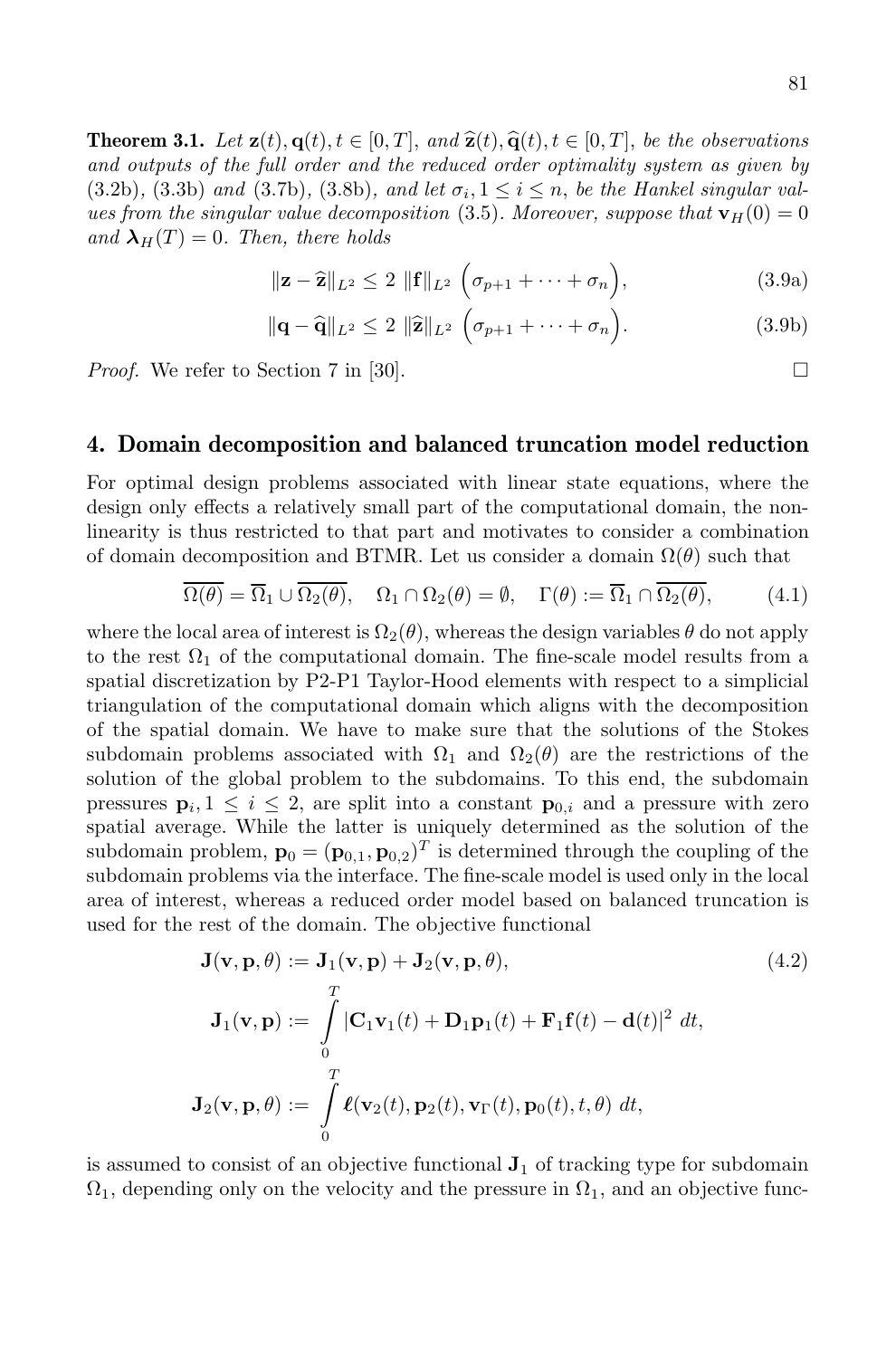**Theorem 3.1.** *Let $\mathbf{z}(t), \mathbf{q}(t), t \in [0,T]$, and $\widehat{\mathbf{z}}(t), \widehat{\mathbf{q}}(t), t \in [0,T]$, be the observations and outputs of the full order and the reduced order optimality system as given by* (3.2b), (3.3b) *and* (3.7b), (3.8b), *and let $\sigma_i, 1 \le i \le n$, be the Hankel singular values from the singular value decomposition* (3.5). *Moreover, suppose that $\mathbf{v}_H(0) = 0$ and $\boldsymbol{\lambda}_H(T) = 0$. Then, there holds*

$$\|\mathbf{z} - \widehat{\mathbf{z}}\|_{L^2} \le 2\ \|\mathbf{f}\|_{L^2}\ \Big(\sigma_{p+1} + \cdots + \sigma_n\Big), \tag{3.9a}$$

$$\|\mathbf{q} - \widehat{\mathbf{q}}\|_{L^2} \le 2\ \|\widehat{\mathbf{z}}\|_{L^2}\ \Big(\sigma_{p+1} + \cdots + \sigma_n\Big). \tag{3.9b}$$

*Proof.* We refer to Section 7 in [30]. □

## 4. Domain decomposition and balanced truncation model reduction

For optimal design problems associated with linear state equations, where the design only effects a relatively small part of the computational domain, the nonlinearity is thus restricted to that part and motivates to consider a combination of domain decomposition and BTMR. Let us consider a domain $\Omega(\theta)$ such that

$$\overline{\Omega(\theta)} = \overline{\Omega}_1 \cup \overline{\Omega_2(\theta)}, \quad \Omega_1 \cap \Omega_2(\theta) = \emptyset, \quad \Gamma(\theta) := \overline{\Omega}_1 \cap \overline{\Omega_2(\theta)}, \tag{4.1}$$

where the local area of interest is $\Omega_2(\theta)$, whereas the design variables $\theta$ do not apply to the rest $\Omega_1$ of the computational domain. The fine-scale model results from a spatial discretization by P2-P1 Taylor-Hood elements with respect to a simplicial triangulation of the computational domain which aligns with the decomposition of the spatial domain. We have to make sure that the solutions of the Stokes subdomain problems associated with $\Omega_1$ and $\Omega_2(\theta)$ are the restrictions of the solution of the global problem to the subdomains. To this end, the subdomain pressures $\mathbf{p}_i, 1 \le i \le 2$, are split into a constant $\mathbf{p}_{0,i}$ and a pressure with zero spatial average. While the latter is uniquely determined as the solution of the subdomain problem, $\mathbf{p}_0 = (\mathbf{p}_{0,1}, \mathbf{p}_{0,2})^T$ is determined through the coupling of the subdomain problems via the interface. The fine-scale model is used only in the local area of interest, whereas a reduced order model based on balanced truncation is used for the rest of the domain. The objective functional

$$\begin{aligned}
\mathbf{J}(\mathbf{v}, \mathbf{p}, \theta) &:= \mathbf{J}_1(\mathbf{v}, \mathbf{p}) + \mathbf{J}_2(\mathbf{v}, \mathbf{p}, \theta), \\
\mathbf{J}_1(\mathbf{v}, \mathbf{p}) &:= \int_0^T |\mathbf{C}_1 \mathbf{v}_1(t) + \mathbf{D}_1 \mathbf{p}_1(t) + \mathbf{F}_1 \mathbf{f}(t) - \mathbf{d}(t)|^2\ dt, \\
\mathbf{J}_2(\mathbf{v}, \mathbf{p}, \theta) &:= \int_0^T \boldsymbol{\ell}(\mathbf{v}_2(t), \mathbf{p}_2(t), \mathbf{v}_\Gamma(t), \mathbf{p}_0(t), t, \theta)\ dt,
\end{aligned} \tag{4.2}$$

is assumed to consist of an objective functional $\mathbf{J}_1$ of tracking type for subdomain $\Omega_1$, depending only on the velocity and the pressure in $\Omega_1$, and an objective func-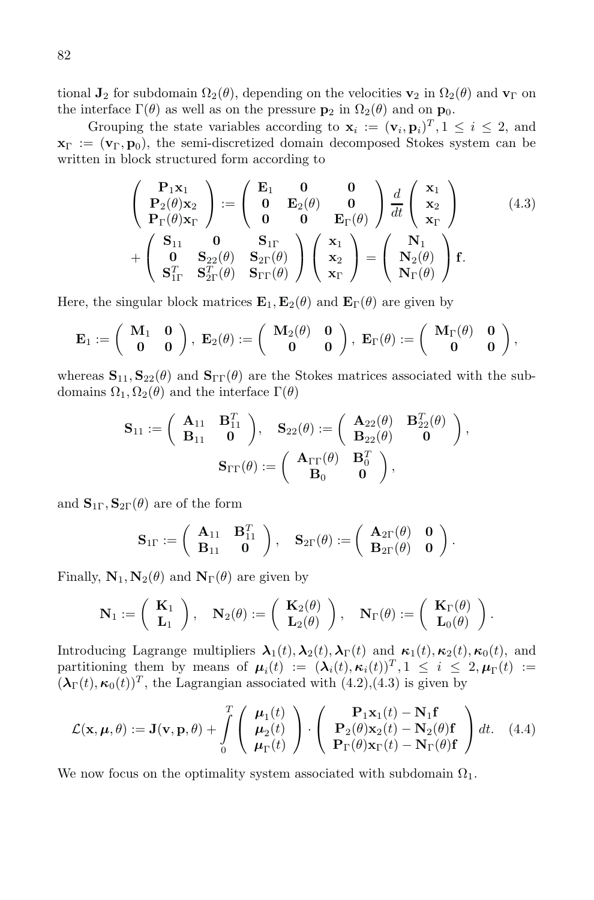tional $\mathbf{J}_2$ for subdomain $\Omega_2(\theta)$, depending on the velocities $\mathbf{v}_2$ in $\Omega_2(\theta)$ and $\mathbf{v}_\Gamma$ on the interface $\Gamma(\theta)$ as well as on the pressure $\mathbf{p}_2$ in $\Omega_2(\theta)$ and on $\mathbf{p}_0$.

Grouping the state variables according to $\mathbf{x}_i := (\mathbf{v}_i, \mathbf{p}_i)^T, 1 \leq i \leq 2$, and $\mathbf{x}_\Gamma := (\mathbf{v}_\Gamma, \mathbf{p}_0)$, the semi-discretized domain decomposed Stokes system can be written in block structured form according to

$$
\begin{aligned}
\begin{pmatrix} \mathbf{P}_1 \mathbf{x}_1 \\ \mathbf{P}_2(\theta) \mathbf{x}_2 \\ \mathbf{P}_\Gamma(\theta) \mathbf{x}_\Gamma \end{pmatrix} &:= \begin{pmatrix} \mathbf{E}_1 & \mathbf{0} & \mathbf{0} \\ \mathbf{0} & \mathbf{E}_2(\theta) & \mathbf{0} \\ \mathbf{0} & \mathbf{0} & \mathbf{E}_\Gamma(\theta) \end{pmatrix} \frac{d}{dt} \begin{pmatrix} \mathbf{x}_1 \\ \mathbf{x}_2 \\ \mathbf{x}_\Gamma \end{pmatrix} \qquad (4.3) \\
&+ \begin{pmatrix} \mathbf{S}_{11} & \mathbf{0} & \mathbf{S}_{1\Gamma} \\ \mathbf{0} & \mathbf{S}_{22}(\theta) & \mathbf{S}_{2\Gamma}(\theta) \\ \mathbf{S}_{1\Gamma}^T & \mathbf{S}_{2\Gamma}^T(\theta) & \mathbf{S}_{\Gamma\Gamma}(\theta) \end{pmatrix} \begin{pmatrix} \mathbf{x}_1 \\ \mathbf{x}_2 \\ \mathbf{x}_\Gamma \end{pmatrix} = \begin{pmatrix} \mathbf{N}_1 \\ \mathbf{N}_2(\theta) \\ \mathbf{N}_\Gamma(\theta) \end{pmatrix} \mathbf{f}.
\end{aligned}
$$

Here, the singular block matrices $\mathbf{E}_1, \mathbf{E}_2(\theta)$ and $\mathbf{E}_\Gamma(\theta)$ are given by

$$
\mathbf{E}_1 := \begin{pmatrix} \mathbf{M}_1 & \mathbf{0} \\ \mathbf{0} & \mathbf{0} \end{pmatrix}, \ \mathbf{E}_2(\theta) := \begin{pmatrix} \mathbf{M}_2(\theta) & \mathbf{0} \\ \mathbf{0} & \mathbf{0} \end{pmatrix}, \ \mathbf{E}_\Gamma(\theta) := \begin{pmatrix} \mathbf{M}_\Gamma(\theta) & \mathbf{0} \\ \mathbf{0} & \mathbf{0} \end{pmatrix},
$$

whereas $\mathbf{S}_{11}, \mathbf{S}_{22}(\theta)$ and $\mathbf{S}_{\Gamma\Gamma}(\theta)$ are the Stokes matrices associated with the subdomains $\Omega_1, \Omega_2(\theta)$ and the interface $\Gamma(\theta)$

$$
\mathbf{S}_{11} := \begin{pmatrix} \mathbf{A}_{11} & \mathbf{B}_{11}^T \\ \mathbf{B}_{11} & \mathbf{0} \end{pmatrix}, \quad \mathbf{S}_{22}(\theta) := \begin{pmatrix} \mathbf{A}_{22}(\theta) & \mathbf{B}_{22}^T(\theta) \\ \mathbf{B}_{22}(\theta) & \mathbf{0} \end{pmatrix},
$$
$$
\mathbf{S}_{\Gamma\Gamma}(\theta) := \begin{pmatrix} \mathbf{A}_{\Gamma\Gamma}(\theta) & \mathbf{B}_0^T \\ \mathbf{B}_0 & \mathbf{0} \end{pmatrix},
$$

and $\mathbf{S}_{1\Gamma}, \mathbf{S}_{2\Gamma}(\theta)$ are of the form

$$
\mathbf{S}_{1\Gamma} := \begin{pmatrix} \mathbf{A}_{11} & \mathbf{B}_{11}^T \\ \mathbf{B}_{11} & \mathbf{0} \end{pmatrix}, \quad \mathbf{S}_{2\Gamma}(\theta) := \begin{pmatrix} \mathbf{A}_{2\Gamma}(\theta) & \mathbf{0} \\ \mathbf{B}_{2\Gamma}(\theta) & \mathbf{0} \end{pmatrix}.
$$

Finally, $\mathbf{N}_1, \mathbf{N}_2(\theta)$ and $\mathbf{N}_\Gamma(\theta)$ are given by

$$
\mathbf{N}_1 := \begin{pmatrix} \mathbf{K}_1 \\ \mathbf{L}_1 \end{pmatrix}, \quad \mathbf{N}_2(\theta) := \begin{pmatrix} \mathbf{K}_2(\theta) \\ \mathbf{L}_2(\theta) \end{pmatrix}, \quad \mathbf{N}_\Gamma(\theta) := \begin{pmatrix} \mathbf{K}_\Gamma(\theta) \\ \mathbf{L}_0(\theta) \end{pmatrix}.
$$

Introducing Lagrange multipliers $\boldsymbol{\lambda}_1(t), \boldsymbol{\lambda}_2(t), \boldsymbol{\lambda}_\Gamma(t)$ and $\boldsymbol{\kappa}_1(t), \boldsymbol{\kappa}_2(t), \boldsymbol{\kappa}_0(t)$, and partitioning them by means of $\boldsymbol{\mu}_i(t) := (\boldsymbol{\lambda}_i(t), \boldsymbol{\kappa}_i(t))^T, 1 \leq i \leq 2, \boldsymbol{\mu}_\Gamma(t) := (\boldsymbol{\lambda}_\Gamma(t), \boldsymbol{\kappa}_0(t))^T$, the Lagrangian associated with (4.2),(4.3) is given by

$$
\mathcal{L}(\mathbf{x}, \boldsymbol{\mu}, \theta) := \mathbf{J}(\mathbf{v}, \mathbf{p}, \theta) + \int_0^T \begin{pmatrix} \boldsymbol{\mu}_1(t) \\ \boldsymbol{\mu}_2(t) \\ \boldsymbol{\mu}_\Gamma(t) \end{pmatrix} \cdot \begin{pmatrix} \mathbf{P}_1 \mathbf{x}_1(t) - \mathbf{N}_1 \mathbf{f} \\ \mathbf{P}_2(\theta) \mathbf{x}_2(t) - \mathbf{N}_2(\theta) \mathbf{f} \\ \mathbf{P}_\Gamma(\theta) \mathbf{x}_\Gamma(t) - \mathbf{N}_\Gamma(\theta) \mathbf{f} \end{pmatrix} dt. \quad (4.4)
$$

We now focus on the optimality system associated with subdomain $\Omega_1$.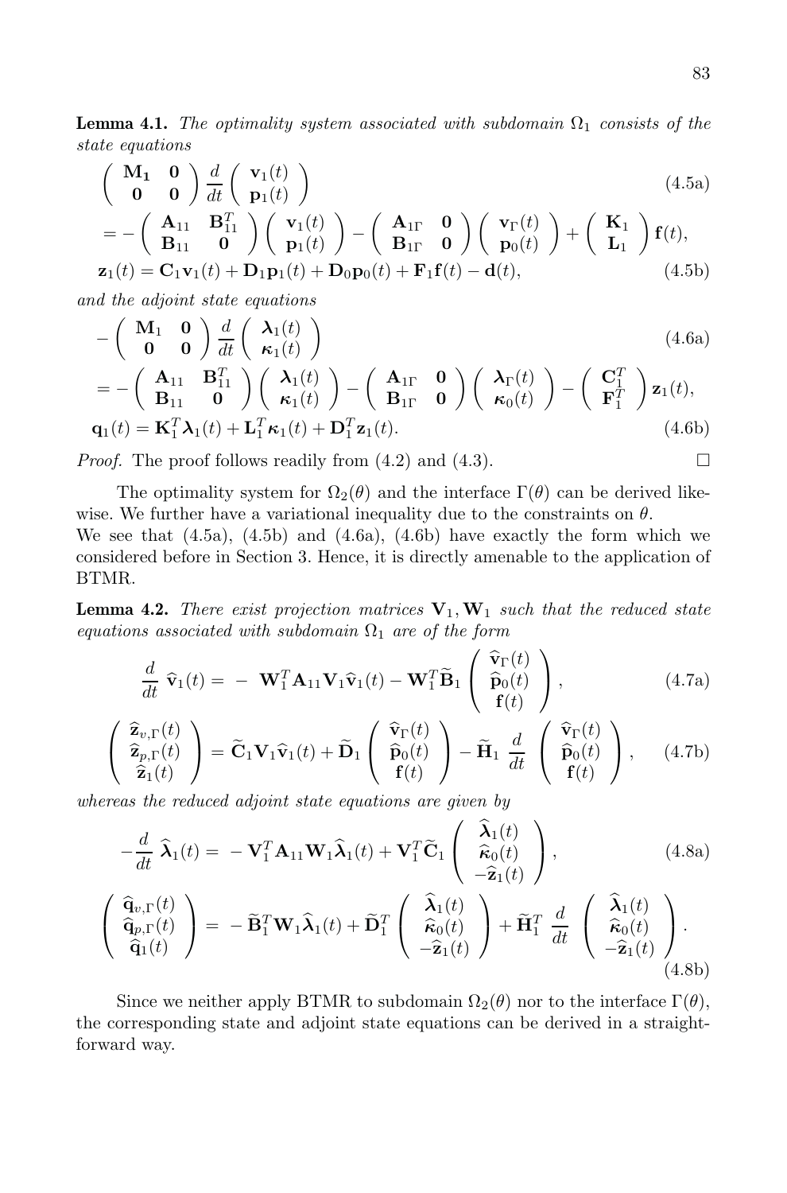**Lemma 4.1.** *The optimality system associated with subdomain $\Omega_1$ consists of the state equations*

$$\begin{pmatrix} \mathbf{M_1} & \mathbf{0} \\ \mathbf{0} & \mathbf{0} \end{pmatrix} \frac{d}{dt} \begin{pmatrix} \mathbf{v}_1(t) \\ \mathbf{p}_1(t) \end{pmatrix} \tag{4.5a}$$

$$= - \begin{pmatrix} \mathbf{A}_{11} & \mathbf{B}_{11}^T \\ \mathbf{B}_{11} & \mathbf{0} \end{pmatrix} \begin{pmatrix} \mathbf{v}_1(t) \\ \mathbf{p}_1(t) \end{pmatrix} - \begin{pmatrix} \mathbf{A}_{1\Gamma} & \mathbf{0} \\ \mathbf{B}_{1\Gamma} & \mathbf{0} \end{pmatrix} \begin{pmatrix} \mathbf{v}_\Gamma(t) \\ \mathbf{p}_0(t) \end{pmatrix} + \begin{pmatrix} \mathbf{K}_1 \\ \mathbf{L}_1 \end{pmatrix} \mathbf{f}(t),$$

$$\mathbf{z}_1(t) = \mathbf{C}_1 \mathbf{v}_1(t) + \mathbf{D}_1 \mathbf{p}_1(t) + \mathbf{D}_0 \mathbf{p}_0(t) + \mathbf{F}_1 \mathbf{f}(t) - \mathbf{d}(t), \tag{4.5b}$$

*and the adjoint state equations*

$$- \begin{pmatrix} \mathbf{M}_1 & \mathbf{0} \\ \mathbf{0} & \mathbf{0} \end{pmatrix} \frac{d}{dt} \begin{pmatrix} \boldsymbol{\lambda}_1(t) \\ \boldsymbol{\kappa}_1(t) \end{pmatrix} \tag{4.6a}$$

$$= - \begin{pmatrix} \mathbf{A}_{11} & \mathbf{B}_{11}^T \\ \mathbf{B}_{11} & \mathbf{0} \end{pmatrix} \begin{pmatrix} \boldsymbol{\lambda}_1(t) \\ \boldsymbol{\kappa}_1(t) \end{pmatrix} - \begin{pmatrix} \mathbf{A}_{1\Gamma} & \mathbf{0} \\ \mathbf{B}_{1\Gamma} & \mathbf{0} \end{pmatrix} \begin{pmatrix} \boldsymbol{\lambda}_\Gamma(t) \\ \boldsymbol{\kappa}_0(t) \end{pmatrix} - \begin{pmatrix} \mathbf{C}_1^T \\ \mathbf{F}_1^T \end{pmatrix} \mathbf{z}_1(t),$$

$$\mathbf{q}_1(t) = \mathbf{K}_1^T \boldsymbol{\lambda}_1(t) + \mathbf{L}_1^T \boldsymbol{\kappa}_1(t) + \mathbf{D}_1^T \mathbf{z}_1(t). \tag{4.6b}$$

*Proof.* The proof follows readily from (4.2) and (4.3). □

The optimality system for $\Omega_2(\theta)$ and the interface $\Gamma(\theta)$ can be derived likewise. We further have a variational inequality due to the constraints on $\theta$.
We see that (4.5a), (4.5b) and (4.6a), (4.6b) have exactly the form which we considered before in Section 3. Hence, it is directly amenable to the application of BTMR.

**Lemma 4.2.** *There exist projection matrices $\mathbf{V}_1, \mathbf{W}_1$ such that the reduced state equations associated with subdomain $\Omega_1$ are of the form*

$$\frac{d}{dt} \, \widehat{\mathbf{v}}_1(t) = - \, \mathbf{W}_1^T \mathbf{A}_{11} \mathbf{V}_1 \widehat{\mathbf{v}}_1(t) - \mathbf{W}_1^T \widetilde{\mathbf{B}}_1 \begin{pmatrix} \widehat{\mathbf{v}}_\Gamma(t) \\ \widehat{\mathbf{p}}_0(t) \\ \mathbf{f}(t) \end{pmatrix}, \tag{4.7a}$$

$$\begin{pmatrix} \widehat{\mathbf{z}}_{v,\Gamma}(t) \\ \widehat{\mathbf{z}}_{p,\Gamma}(t) \\ \widehat{\mathbf{z}}_1(t) \end{pmatrix} = \widetilde{\mathbf{C}}_1 \mathbf{V}_1 \widehat{\mathbf{v}}_1(t) + \widetilde{\mathbf{D}}_1 \begin{pmatrix} \widehat{\mathbf{v}}_\Gamma(t) \\ \widehat{\mathbf{p}}_0(t) \\ \mathbf{f}(t) \end{pmatrix} - \widetilde{\mathbf{H}}_1 \, \frac{d}{dt} \begin{pmatrix} \widehat{\mathbf{v}}_\Gamma(t) \\ \widehat{\mathbf{p}}_0(t) \\ \mathbf{f}(t) \end{pmatrix}, \tag{4.7b}$$

*whereas the reduced adjoint state equations are given by*

$$-\frac{d}{dt} \, \widehat{\boldsymbol{\lambda}}_1(t) = - \, \mathbf{V}_1^T \mathbf{A}_{11} \mathbf{W}_1 \widehat{\boldsymbol{\lambda}}_1(t) + \mathbf{V}_1^T \widetilde{\mathbf{C}}_1 \begin{pmatrix} \widehat{\boldsymbol{\lambda}}_1(t) \\ \widehat{\boldsymbol{\kappa}}_0(t) \\ -\widehat{\mathbf{z}}_1(t) \end{pmatrix}, \tag{4.8a}$$

$$\begin{pmatrix} \widehat{\mathbf{q}}_{v,\Gamma}(t) \\ \widehat{\mathbf{q}}_{p,\Gamma}(t) \\ \widehat{\mathbf{q}}_1(t) \end{pmatrix} = - \, \widetilde{\mathbf{B}}_1^T \mathbf{W}_1 \widehat{\boldsymbol{\lambda}}_1(t) + \widetilde{\mathbf{D}}_1^T \begin{pmatrix} \widehat{\boldsymbol{\lambda}}_1(t) \\ \widehat{\boldsymbol{\kappa}}_0(t) \\ -\widehat{\mathbf{z}}_1(t) \end{pmatrix} + \widetilde{\mathbf{H}}_1^T \, \frac{d}{dt} \begin{pmatrix} \widehat{\boldsymbol{\lambda}}_1(t) \\ \widehat{\boldsymbol{\kappa}}_0(t) \\ -\widehat{\mathbf{z}}_1(t) \end{pmatrix}. \tag{4.8b}$$

Since we neither apply BTMR to subdomain $\Omega_2(\theta)$ nor to the interface $\Gamma(\theta)$, the corresponding state and adjoint state equations can be derived in a straightforward way.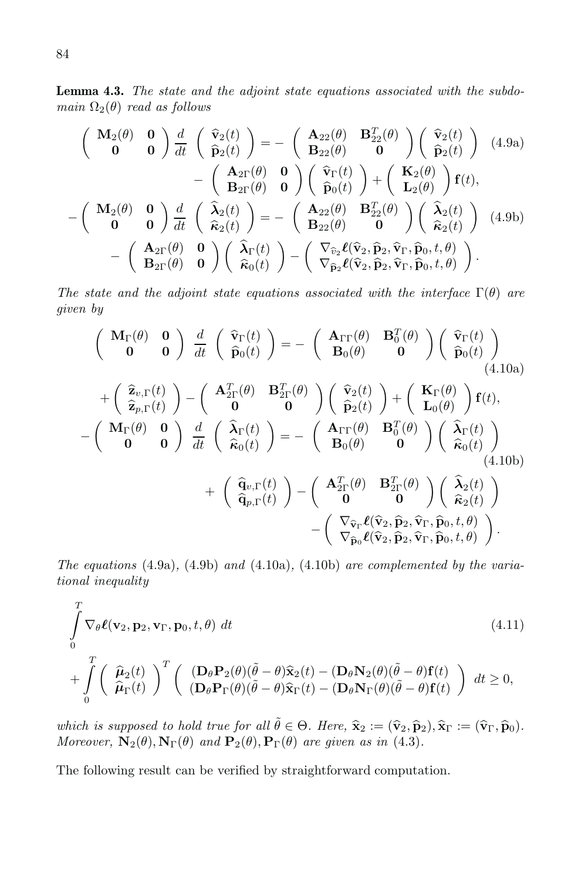**Lemma 4.3.** *The state and the adjoint state equations associated with the subdomain $\Omega_2(\theta)$ read as follows*

$$
\begin{aligned}
\begin{pmatrix} \mathbf{M}_2(\theta) & \mathbf{0} \\ \mathbf{0} & \mathbf{0} \end{pmatrix} \frac{d}{dt} \begin{pmatrix} \widehat{\mathbf{v}}_2(t) \\ \widehat{\mathbf{p}}_2(t) \end{pmatrix} &= - \begin{pmatrix} \mathbf{A}_{22}(\theta) & \mathbf{B}_{22}^T(\theta) \\ \mathbf{B}_{22}(\theta) & \mathbf{0} \end{pmatrix} \begin{pmatrix} \widehat{\mathbf{v}}_2(t) \\ \widehat{\mathbf{p}}_2(t) \end{pmatrix} \qquad \text{(4.9a)} \\
&\quad - \begin{pmatrix} \mathbf{A}_{2\Gamma}(\theta) & \mathbf{0} \\ \mathbf{B}_{2\Gamma}(\theta) & \mathbf{0} \end{pmatrix} \begin{pmatrix} \widehat{\mathbf{v}}_\Gamma(t) \\ \widehat{\mathbf{p}}_0(t) \end{pmatrix} + \begin{pmatrix} \mathbf{K}_2(\theta) \\ \mathbf{L}_2(\theta) \end{pmatrix} \mathbf{f}(t), \\
- \begin{pmatrix} \mathbf{M}_2(\theta) & \mathbf{0} \\ \mathbf{0} & \mathbf{0} \end{pmatrix} \frac{d}{dt} \begin{pmatrix} \widehat{\boldsymbol{\lambda}}_2(t) \\ \widehat{\boldsymbol{\kappa}}_2(t) \end{pmatrix} &= - \begin{pmatrix} \mathbf{A}_{22}(\theta) & \mathbf{B}_{22}^T(\theta) \\ \mathbf{B}_{22}(\theta) & \mathbf{0} \end{pmatrix} \begin{pmatrix} \widehat{\boldsymbol{\lambda}}_2(t) \\ \widehat{\boldsymbol{\kappa}}_2(t) \end{pmatrix} \qquad \text{(4.9b)} \\
&\quad - \begin{pmatrix} \mathbf{A}_{2\Gamma}(\theta) & \mathbf{0} \\ \mathbf{B}_{2\Gamma}(\theta) & \mathbf{0} \end{pmatrix} \begin{pmatrix} \widehat{\boldsymbol{\lambda}}_\Gamma(t) \\ \widehat{\boldsymbol{\kappa}}_0(t) \end{pmatrix} - \begin{pmatrix} \nabla_{\widehat{v}_2} \boldsymbol{\ell}(\widehat{\mathbf{v}}_2, \widehat{\mathbf{p}}_2, \widehat{\mathbf{v}}_\Gamma, \widehat{\mathbf{p}}_0, t, \theta) \\ \nabla_{\widehat{\mathbf{p}}_2} \boldsymbol{\ell}(\widehat{\mathbf{v}}_2, \widehat{\mathbf{p}}_2, \widehat{\mathbf{v}}_\Gamma, \widehat{\mathbf{p}}_0, t, \theta) \end{pmatrix}.
\end{aligned}
$$

*The state and the adjoint state equations associated with the interface $\Gamma(\theta)$ are given by*

$$
\begin{aligned}
\begin{pmatrix} \mathbf{M}_\Gamma(\theta) & \mathbf{0} \\ \mathbf{0} & \mathbf{0} \end{pmatrix} \frac{d}{dt} \begin{pmatrix} \widehat{\mathbf{v}}_\Gamma(t) \\ \widehat{\mathbf{p}}_0(t) \end{pmatrix} &= - \begin{pmatrix} \mathbf{A}_{\Gamma\Gamma}(\theta) & \mathbf{B}_0^T(\theta) \\ \mathbf{B}_0(\theta) & \mathbf{0} \end{pmatrix} \begin{pmatrix} \widehat{\mathbf{v}}_\Gamma(t) \\ \widehat{\mathbf{p}}_0(t) \end{pmatrix} \qquad \text{(4.10a)} \\
&\quad + \begin{pmatrix} \widehat{\mathbf{z}}_{v,\Gamma}(t) \\ \widehat{\mathbf{z}}_{p,\Gamma}(t) \end{pmatrix} - \begin{pmatrix} \mathbf{A}_{2\Gamma}^T(\theta) & \mathbf{B}_{2\Gamma}^T(\theta) \\ \mathbf{0} & \mathbf{0} \end{pmatrix} \begin{pmatrix} \widehat{\mathbf{v}}_2(t) \\ \widehat{\mathbf{p}}_2(t) \end{pmatrix} + \begin{pmatrix} \mathbf{K}_\Gamma(\theta) \\ \mathbf{L}_0(\theta) \end{pmatrix} \mathbf{f}(t), \\
- \begin{pmatrix} \mathbf{M}_\Gamma(\theta) & \mathbf{0} \\ \mathbf{0} & \mathbf{0} \end{pmatrix} \frac{d}{dt} \begin{pmatrix} \widehat{\boldsymbol{\lambda}}_\Gamma(t) \\ \widehat{\boldsymbol{\kappa}}_0(t) \end{pmatrix} &= - \begin{pmatrix} \mathbf{A}_{\Gamma\Gamma}(\theta) & \mathbf{B}_0^T(\theta) \\ \mathbf{B}_0(\theta) & \mathbf{0} \end{pmatrix} \begin{pmatrix} \widehat{\boldsymbol{\lambda}}_\Gamma(t) \\ \widehat{\boldsymbol{\kappa}}_0(t) \end{pmatrix} \qquad \text{(4.10b)} \\
&\quad + \begin{pmatrix} \widehat{\mathbf{q}}_{v,\Gamma}(t) \\ \widehat{\mathbf{q}}_{p,\Gamma}(t) \end{pmatrix} - \begin{pmatrix} \mathbf{A}_{2\Gamma}^T(\theta) & \mathbf{B}_{2\Gamma}^T(\theta) \\ \mathbf{0} & \mathbf{0} \end{pmatrix} \begin{pmatrix} \widehat{\boldsymbol{\lambda}}_2(t) \\ \widehat{\boldsymbol{\kappa}}_2(t) \end{pmatrix} \\
&\quad - \begin{pmatrix} \nabla_{\widehat{\mathbf{v}}_\Gamma} \boldsymbol{\ell}(\widehat{\mathbf{v}}_2, \widehat{\mathbf{p}}_2, \widehat{\mathbf{v}}_\Gamma, \widehat{\mathbf{p}}_0, t, \theta) \\ \nabla_{\widehat{\mathbf{p}}_0} \boldsymbol{\ell}(\widehat{\mathbf{v}}_2, \widehat{\mathbf{p}}_2, \widehat{\mathbf{v}}_\Gamma, \widehat{\mathbf{p}}_0, t, \theta) \end{pmatrix}.
\end{aligned}
$$

*The equations* (4.9a), (4.9b) *and* (4.10a), (4.10b) *are complemented by the variational inequality*

$$
\begin{aligned}
&\int_0^T \nabla_\theta \boldsymbol{\ell}(\mathbf{v}_2, \mathbf{p}_2, \mathbf{v}_\Gamma, \mathbf{p}_0, t, \theta) \; dt \qquad \text{(4.11)} \\
&+ \int_0^T \begin{pmatrix} \widehat{\boldsymbol{\mu}}_2(t) \\ \widehat{\boldsymbol{\mu}}_\Gamma(t) \end{pmatrix}^T \begin{pmatrix} (\mathbf{D}_\theta \mathbf{P}_2(\theta)(\tilde{\theta} - \theta)\widehat{\mathbf{x}}_2(t) - (\mathbf{D}_\theta \mathbf{N}_2(\theta)(\tilde{\theta} - \theta)\mathbf{f}(t) \\ (\mathbf{D}_\theta \mathbf{P}_\Gamma(\theta)(\tilde{\theta} - \theta)\widehat{\mathbf{x}}_\Gamma(t) - (\mathbf{D}_\theta \mathbf{N}_\Gamma(\theta)(\tilde{\theta} - \theta)\mathbf{f}(t) \end{pmatrix} \; dt \geq 0,
\end{aligned}
$$

*which is supposed to hold true for all $\tilde{\theta} \in \Theta$. Here, $\widehat{\mathbf{x}}_2 := (\widehat{\mathbf{v}}_2, \widehat{\mathbf{p}}_2), \widehat{\mathbf{x}}_\Gamma := (\widehat{\mathbf{v}}_\Gamma, \widehat{\mathbf{p}}_0)$. Moreover, $\mathbf{N}_2(\theta), \mathbf{N}_\Gamma(\theta)$ and $\mathbf{P}_2(\theta), \mathbf{P}_\Gamma(\theta)$ are given as in* (4.3).

The following result can be verified by straightforward computation.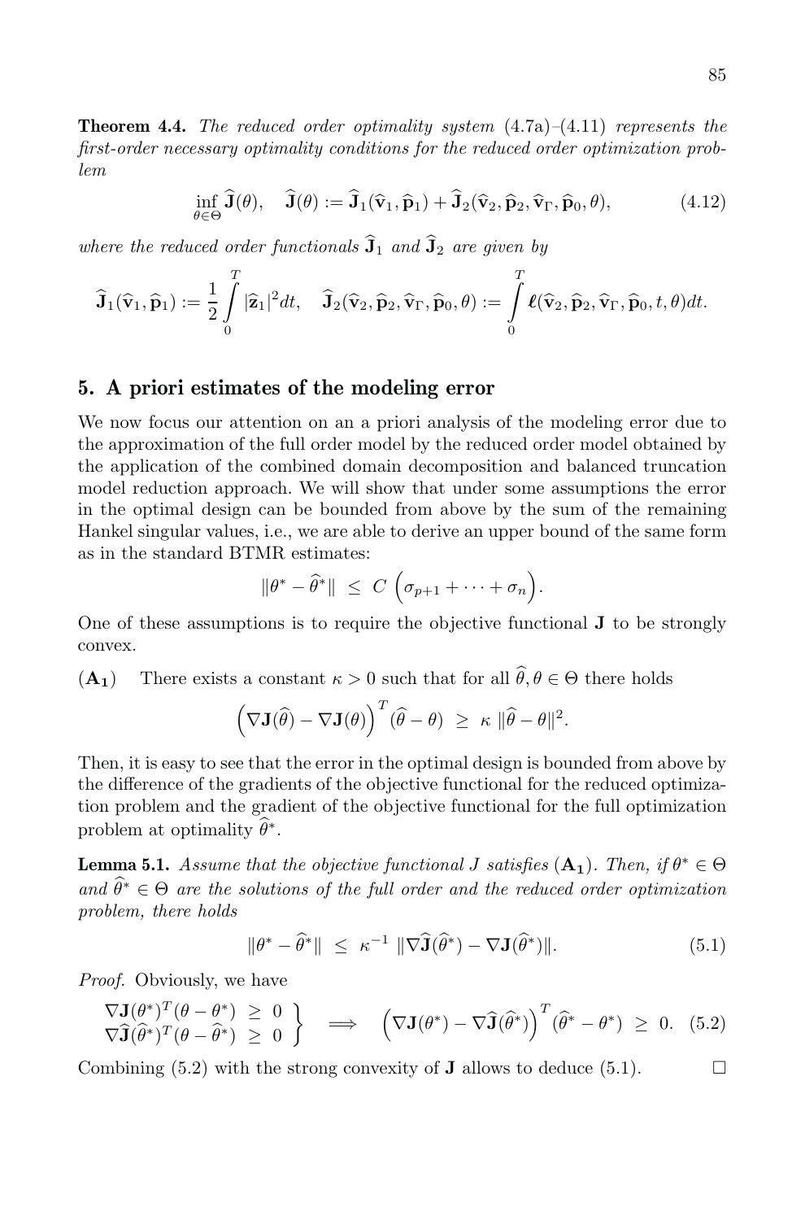**Theorem 4.4.** *The reduced order optimality system* (4.7a)–(4.11) *represents the first-order necessary optimality conditions for the reduced order optimization problem*

$$\inf_{\theta\in\Theta} \widehat{\mathbf{J}}(\theta), \quad \widehat{\mathbf{J}}(\theta) := \widehat{\mathbf{J}}_1(\widehat{\mathbf{v}}_1, \widehat{\mathbf{p}}_1) + \widehat{\mathbf{J}}_2(\widehat{\mathbf{v}}_2, \widehat{\mathbf{p}}_2, \widehat{\mathbf{v}}_\Gamma, \widehat{\mathbf{p}}_0, \theta), \tag{4.12}$$

*where the reduced order functionals* $\widehat{\mathbf{J}}_1$ *and* $\widehat{\mathbf{J}}_2$ *are given by*

$$\widehat{\mathbf{J}}_1(\widehat{\mathbf{v}}_1, \widehat{\mathbf{p}}_1) := \frac{1}{2}\int_0^T |\widehat{\mathbf{z}}_1|^2 dt, \quad \widehat{\mathbf{J}}_2(\widehat{\mathbf{v}}_2, \widehat{\mathbf{p}}_2, \widehat{\mathbf{v}}_\Gamma, \widehat{\mathbf{p}}_0, \theta) := \int_0^T \boldsymbol{\ell}(\widehat{\mathbf{v}}_2, \widehat{\mathbf{p}}_2, \widehat{\mathbf{v}}_\Gamma, \widehat{\mathbf{p}}_0, t, \theta) dt.$$

## 5. A priori estimates of the modeling error

We now focus our attention on an a priori analysis of the modeling error due to the approximation of the full order model by the reduced order model obtained by the application of the combined domain decomposition and balanced truncation model reduction approach. We will show that under some assumptions the error in the optimal design can be bounded from above by the sum of the remaining Hankel singular values, i.e., we are able to derive an upper bound of the same form as in the standard BTMR estimates:

$$\|\theta^* - \widehat{\theta}^*\| \;\le\; C\,\Big(\sigma_{p+1} + \cdots + \sigma_n\Big).$$

One of these assumptions is to require the objective functional $\mathbf{J}$ to be strongly convex.

$(\mathbf{A_1})$ There exists a constant $\kappa > 0$ such that for all $\widehat{\theta}, \theta \in \Theta$ there holds

$$\Big(\nabla \mathbf{J}(\widehat{\theta}) - \nabla \mathbf{J}(\theta)\Big)^T (\widehat{\theta} - \theta) \;\ge\; \kappa\, \|\widehat{\theta} - \theta\|^2.$$

Then, it is easy to see that the error in the optimal design is bounded from above by the difference of the gradients of the objective functional for the reduced optimization problem and the gradient of the objective functional for the full optimization problem at optimality $\widehat{\theta}^*$.

**Lemma 5.1.** *Assume that the objective functional $J$ satisfies* $(\mathbf{A_1})$. *Then, if* $\theta^* \in \Theta$ *and* $\widehat{\theta}^* \in \Theta$ *are the solutions of the full order and the reduced order optimization problem, there holds*

$$\|\theta^* - \widehat{\theta}^*\| \;\le\; \kappa^{-1}\, \|\nabla \widehat{\mathbf{J}}(\widehat{\theta}^*) - \nabla \mathbf{J}(\widehat{\theta}^*)\|. \tag{5.1}$$

*Proof.* Obviously, we have

$$\left.\begin{array}{l} \nabla \mathbf{J}(\theta^*)^T(\theta - \theta^*) \;\ge\; 0 \\ \nabla \widehat{\mathbf{J}}(\widehat{\theta}^*)^T(\theta - \widehat{\theta}^*) \;\ge\; 0 \end{array}\right\} \quad \Longrightarrow \quad \Big(\nabla \mathbf{J}(\theta^*) - \nabla \widehat{\mathbf{J}}(\widehat{\theta}^*)\Big)^T (\widehat{\theta}^* - \theta^*) \;\ge\; 0. \tag{5.2}$$

Combining (5.2) with the strong convexity of $\mathbf{J}$ allows to deduce (5.1). $\square$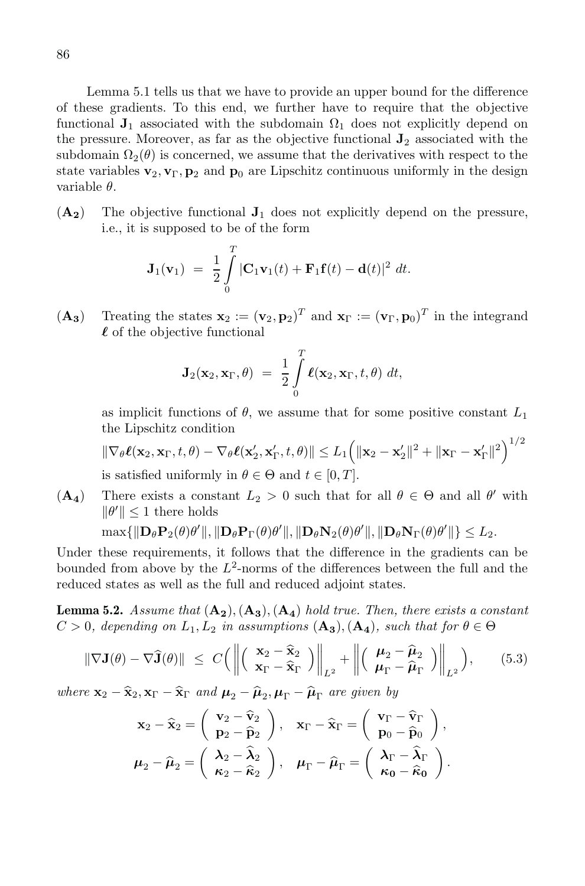Lemma 5.1 tells us that we have to provide an upper bound for the difference of these gradients. To this end, we further have to require that the objective functional $\mathbf{J}_1$ associated with the subdomain $\Omega_1$ does not explicitly depend on the pressure. Moreover, as far as the objective functional $\mathbf{J}_2$ associated with the subdomain $\Omega_2(\theta)$ is concerned, we assume that the derivatives with respect to the state variables $\mathbf{v}_2, \mathbf{v}_\Gamma, \mathbf{p}_2$ and $\mathbf{p}_0$ are Lipschitz continuous uniformly in the design variable $\theta$.

**($\mathbf{A_2}$)** The objective functional $\mathbf{J}_1$ does not explicitly depend on the pressure, i.e., it is supposed to be of the form

$$\mathbf{J}_1(\mathbf{v}_1) \ = \ \frac{1}{2} \int_0^T |\mathbf{C}_1 \mathbf{v}_1(t) + \mathbf{F}_1 \mathbf{f}(t) - \mathbf{d}(t)|^2 \ dt.$$

**($\mathbf{A_3}$)** Treating the states $\mathbf{x}_2 := (\mathbf{v}_2, \mathbf{p}_2)^T$ and $\mathbf{x}_\Gamma := (\mathbf{v}_\Gamma, \mathbf{p}_0)^T$ in the integrand $\boldsymbol{\ell}$ of the objective functional

$$\mathbf{J}_2(\mathbf{x}_2, \mathbf{x}_\Gamma, \theta) \ = \ \frac{1}{2} \int_0^T \boldsymbol{\ell}(\mathbf{x}_2, \mathbf{x}_\Gamma, t, \theta) \ dt,$$

as implicit functions of $\theta$, we assume that for some positive constant $L_1$ the Lipschitz condition

$$\|\nabla_\theta \boldsymbol{\ell}(\mathbf{x}_2, \mathbf{x}_\Gamma, t, \theta) - \nabla_\theta \boldsymbol{\ell}(\mathbf{x}_2', \mathbf{x}_\Gamma', t, \theta)\| \le L_1 \Big( \|\mathbf{x}_2 - \mathbf{x}_2'\|^2 + \|\mathbf{x}_\Gamma - \mathbf{x}_\Gamma'\|^2 \Big)^{1/2}$$

is satisfied uniformly in $\theta \in \Theta$ and $t \in [0, T]$.

**($\mathbf{A_4}$)** There exists a constant $L_2 > 0$ such that for all $\theta \in \Theta$ and all $\theta'$ with $\|\theta'\| \le 1$ there holds

$$\max\{\|\mathbf{D}_\theta \mathbf{P}_2(\theta)\theta'\|, \|\mathbf{D}_\theta \mathbf{P}_\Gamma(\theta)\theta'\|, \|\mathbf{D}_\theta \mathbf{N}_2(\theta)\theta'\|, \|\mathbf{D}_\theta \mathbf{N}_\Gamma(\theta)\theta'\|\} \le L_2.$$

Under these requirements, it follows that the difference in the gradients can be bounded from above by the $L^2$-norms of the differences between the full and the reduced states as well as the full and reduced adjoint states.

**Lemma 5.2.** *Assume that* $(\mathbf{A_2}), (\mathbf{A_3}), (\mathbf{A_4})$ *hold true. Then, there exists a constant* $C > 0$*, depending on* $L_1, L_2$ *in assumptions* $(\mathbf{A_3}), (\mathbf{A_4})$*, such that for* $\theta \in \Theta$

$$\|\nabla \mathbf{J}(\theta) - \nabla \widehat{\mathbf{J}}(\theta)\| \ \le \ C \Big( \Big\| \begin{pmatrix} \mathbf{x}_2 - \widehat{\mathbf{x}}_2 \\ \mathbf{x}_\Gamma - \widehat{\mathbf{x}}_\Gamma \end{pmatrix} \Big\|_{L^2} + \Big\| \begin{pmatrix} \boldsymbol{\mu}_2 - \widehat{\boldsymbol{\mu}}_2 \\ \boldsymbol{\mu}_\Gamma - \widehat{\boldsymbol{\mu}}_\Gamma \end{pmatrix} \Big\|_{L^2} \Big), \qquad (5.3)$$

*where* $\mathbf{x}_2 - \widehat{\mathbf{x}}_2, \mathbf{x}_\Gamma - \widehat{\mathbf{x}}_\Gamma$ *and* $\boldsymbol{\mu}_2 - \widehat{\boldsymbol{\mu}}_2, \boldsymbol{\mu}_\Gamma - \widehat{\boldsymbol{\mu}}_\Gamma$ *are given by*

$$\mathbf{x}_2 - \widehat{\mathbf{x}}_2 = \begin{pmatrix} \mathbf{v}_2 - \widehat{\mathbf{v}}_2 \\ \mathbf{p}_2 - \widehat{\mathbf{p}}_2 \end{pmatrix}, \quad \mathbf{x}_\Gamma - \widehat{\mathbf{x}}_\Gamma = \begin{pmatrix} \mathbf{v}_\Gamma - \widehat{\mathbf{v}}_\Gamma \\ \mathbf{p}_0 - \widehat{\mathbf{p}}_0 \end{pmatrix},$$

$$\boldsymbol{\mu}_2 - \widehat{\boldsymbol{\mu}}_2 = \begin{pmatrix} \boldsymbol{\lambda}_2 - \widehat{\boldsymbol{\lambda}}_2 \\ \boldsymbol{\kappa}_2 - \widehat{\boldsymbol{\kappa}}_2 \end{pmatrix}, \quad \boldsymbol{\mu}_\Gamma - \widehat{\boldsymbol{\mu}}_\Gamma = \begin{pmatrix} \boldsymbol{\lambda}_\Gamma - \widehat{\boldsymbol{\lambda}}_\Gamma \\ \boldsymbol{\kappa}_0 - \widehat{\boldsymbol{\kappa}}_0 \end{pmatrix}.$$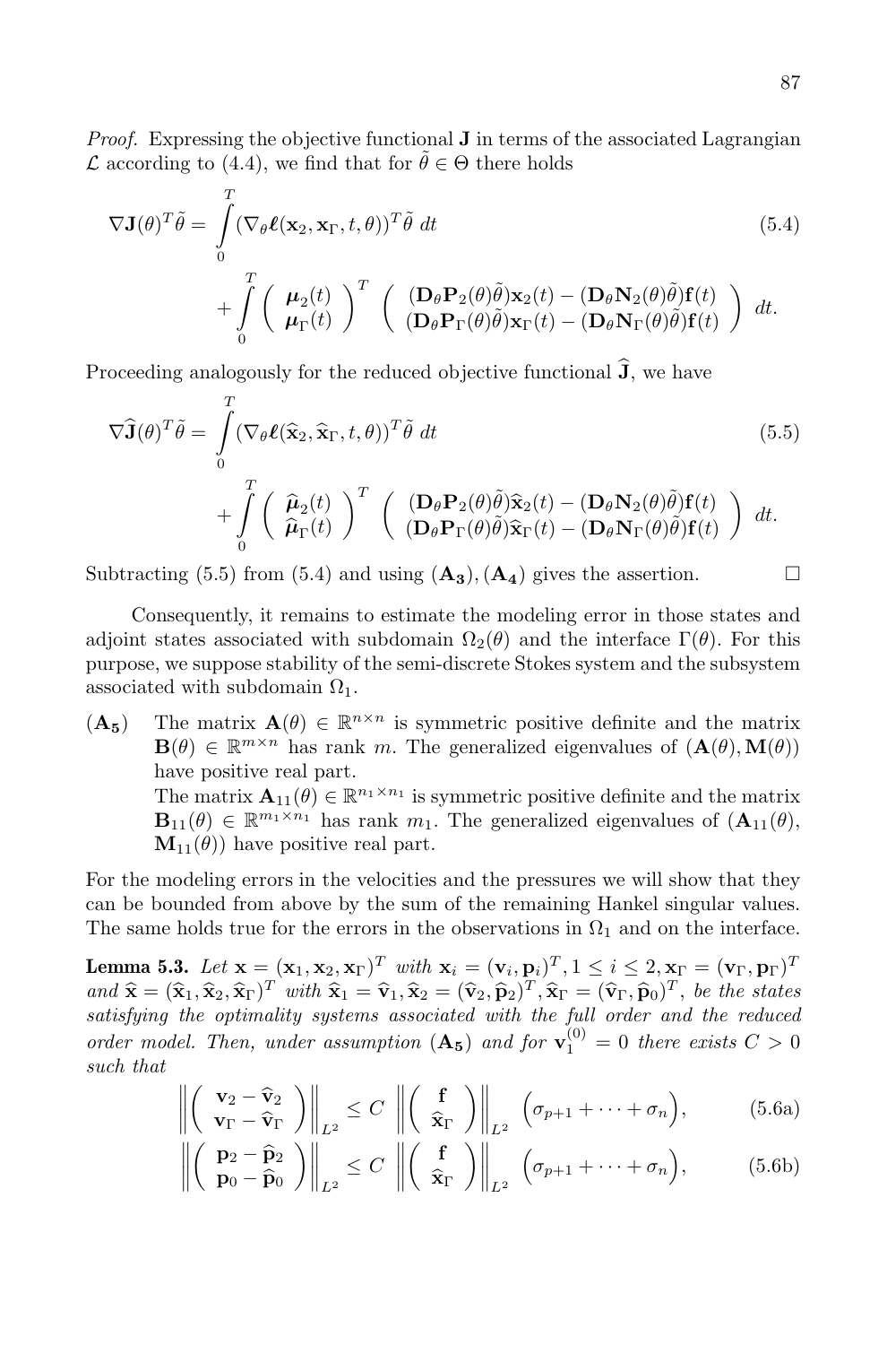*Proof.* Expressing the objective functional $\mathbf{J}$ in terms of the associated Lagrangian $\mathcal{L}$ according to (4.4), we find that for $\tilde{\theta} \in \Theta$ there holds

$$\nabla \mathbf{J}(\theta)^T \tilde{\theta} = \int_0^T (\nabla_\theta \boldsymbol{\ell}(\mathbf{x}_2, \mathbf{x}_\Gamma, t, \theta))^T \tilde{\theta} \; dt \tag{5.4}$$

$$+ \int_0^T \begin{pmatrix} \boldsymbol{\mu}_2(t) \\ \boldsymbol{\mu}_\Gamma(t) \end{pmatrix}^T \begin{pmatrix} (\mathbf{D}_\theta \mathbf{P}_2(\theta)\tilde{\theta})\mathbf{x}_2(t) - (\mathbf{D}_\theta \mathbf{N}_2(\theta)\tilde{\theta})\mathbf{f}(t) \\ (\mathbf{D}_\theta \mathbf{P}_\Gamma(\theta)\tilde{\theta})\mathbf{x}_\Gamma(t) - (\mathbf{D}_\theta \mathbf{N}_\Gamma(\theta)\tilde{\theta})\mathbf{f}(t) \end{pmatrix} dt.$$

Proceeding analogously for the reduced objective functional $\widehat{\mathbf{J}}$, we have

$$\nabla \widehat{\mathbf{J}}(\theta)^T \tilde{\theta} = \int_0^T (\nabla_\theta \boldsymbol{\ell}(\widehat{\mathbf{x}}_2, \widehat{\mathbf{x}}_\Gamma, t, \theta))^T \tilde{\theta} \; dt \tag{5.5}$$

$$+ \int_0^T \begin{pmatrix} \widehat{\boldsymbol{\mu}}_2(t) \\ \widehat{\boldsymbol{\mu}}_\Gamma(t) \end{pmatrix}^T \begin{pmatrix} (\mathbf{D}_\theta \mathbf{P}_2(\theta)\tilde{\theta})\widehat{\mathbf{x}}_2(t) - (\mathbf{D}_\theta \mathbf{N}_2(\theta)\tilde{\theta})\mathbf{f}(t) \\ (\mathbf{D}_\theta \mathbf{P}_\Gamma(\theta)\tilde{\theta})\widehat{\mathbf{x}}_\Gamma(t) - (\mathbf{D}_\theta \mathbf{N}_\Gamma(\theta)\tilde{\theta})\mathbf{f}(t) \end{pmatrix} dt.$$

Subtracting (5.5) from (5.4) and using $(\mathbf{A_3}), (\mathbf{A_4})$ gives the assertion. $\square$

Consequently, it remains to estimate the modeling error in those states and adjoint states associated with subdomain $\Omega_2(\theta)$ and the interface $\Gamma(\theta)$. For this purpose, we suppose stability of the semi-discrete Stokes system and the subsystem associated with subdomain $\Omega_1$.

$(\mathbf{A_5})$ The matrix $\mathbf{A}(\theta) \in \mathbb{R}^{n \times n}$ is symmetric positive definite and the matrix $\mathbf{B}(\theta) \in \mathbb{R}^{m \times n}$ has rank $m$. The generalized eigenvalues of $(\mathbf{A}(\theta), \mathbf{M}(\theta))$ have positive real part.
The matrix $\mathbf{A}_{11}(\theta) \in \mathbb{R}^{n_1 \times n_1}$ is symmetric positive definite and the matrix $\mathbf{B}_{11}(\theta) \in \mathbb{R}^{m_1 \times n_1}$ has rank $m_1$. The generalized eigenvalues of $(\mathbf{A}_{11}(\theta), \mathbf{M}_{11}(\theta))$ have positive real part.

For the modeling errors in the velocities and the pressures we will show that they can be bounded from above by the sum of the remaining Hankel singular values. The same holds true for the errors in the observations in $\Omega_1$ and on the interface.

**Lemma 5.3.** *Let $\mathbf{x} = (\mathbf{x}_1, \mathbf{x}_2, \mathbf{x}_\Gamma)^T$ with $\mathbf{x}_i = (\mathbf{v}_i, \mathbf{p}_i)^T, 1 \le i \le 2, \mathbf{x}_\Gamma = (\mathbf{v}_\Gamma, \mathbf{p}_\Gamma)^T$ and $\widehat{\mathbf{x}} = (\widehat{\mathbf{x}}_1, \widehat{\mathbf{x}}_2, \widehat{\mathbf{x}}_\Gamma)^T$ with $\widehat{\mathbf{x}}_1 = \widehat{\mathbf{v}}_1, \widehat{\mathbf{x}}_2 = (\widehat{\mathbf{v}}_2, \widehat{\mathbf{p}}_2)^T, \widehat{\mathbf{x}}_\Gamma = (\widehat{\mathbf{v}}_\Gamma, \widehat{\mathbf{p}}_0)^T$, be the states satisfying the optimality systems associated with the full order and the reduced order model. Then, under assumption $(\mathbf{A_5})$ and for $\mathbf{v}_1^{(0)} = 0$ there exists $C > 0$ such that*

$$\left\| \begin{pmatrix} \mathbf{v}_2 - \widehat{\mathbf{v}}_2 \\ \mathbf{v}_\Gamma - \widehat{\mathbf{v}}_\Gamma \end{pmatrix} \right\|_{L^2} \le C \; \left\| \begin{pmatrix} \mathbf{f} \\ \widehat{\mathbf{x}}_\Gamma \end{pmatrix} \right\|_{L^2} \; \Big(\sigma_{p+1} + \cdots + \sigma_n\Big), \tag{5.6a}$$

$$\left\| \begin{pmatrix} \mathbf{p}_2 - \widehat{\mathbf{p}}_2 \\ \mathbf{p}_0 - \widehat{\mathbf{p}}_0 \end{pmatrix} \right\|_{L^2} \le C \; \left\| \begin{pmatrix} \mathbf{f} \\ \widehat{\mathbf{x}}_\Gamma \end{pmatrix} \right\|_{L^2} \; \Big(\sigma_{p+1} + \cdots + \sigma_n\Big), \tag{5.6b}$$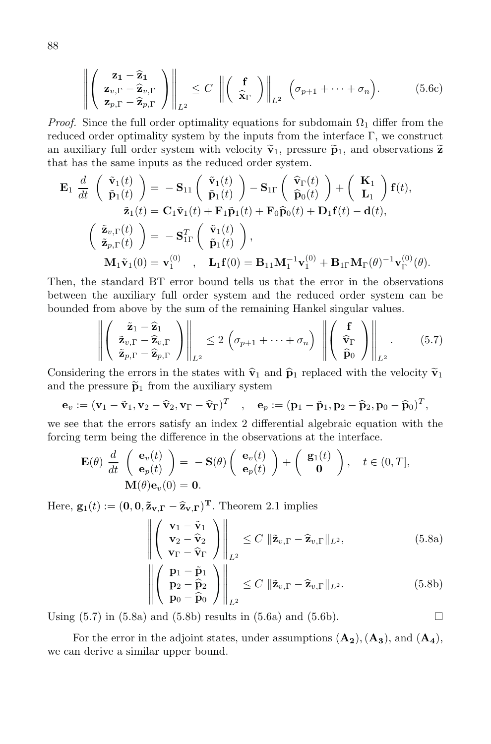$$\left\| \begin{pmatrix} \mathbf{z_1} - \widehat{\mathbf{z}}_\mathbf{1} \\ \mathbf{z}_{v,\Gamma} - \widehat{\mathbf{z}}_{v,\Gamma} \\ \mathbf{z}_{p,\Gamma} - \widehat{\mathbf{z}}_{p,\Gamma} \end{pmatrix} \right\|_{L^2} \leq C \left\| \begin{pmatrix} \mathbf{f} \\ \widehat{\mathbf{x}}_\Gamma \end{pmatrix} \right\|_{L^2} \Big( \sigma_{p+1} + \cdots + \sigma_n \Big). \tag{5.6c}$$

*Proof.* Since the full order optimality equations for subdomain $\Omega_1$ differ from the reduced order optimality system by the inputs from the interface $\Gamma$, we construct an auxiliary full order system with velocity $\widetilde{\mathbf{v}}_1$, pressure $\widetilde{\mathbf{p}}_1$, and observations $\widetilde{\mathbf{z}}$ that has the same inputs as the reduced order system.

$$\mathbf{E}_1 \frac{d}{dt} \begin{pmatrix} \tilde{\mathbf{v}}_1(t) \\ \tilde{\mathbf{p}}_1(t) \end{pmatrix} = -\mathbf{S}_{11} \begin{pmatrix} \tilde{\mathbf{v}}_1(t) \\ \tilde{\mathbf{p}}_1(t) \end{pmatrix} - \mathbf{S}_{1\Gamma} \begin{pmatrix} \widehat{\mathbf{v}}_\Gamma(t) \\ \widehat{\mathbf{p}}_0(t) \end{pmatrix} + \begin{pmatrix} \mathbf{K}_1 \\ \mathbf{L}_1 \end{pmatrix} \mathbf{f}(t),$$

$$\tilde{\mathbf{z}}_1(t) = \mathbf{C}_1 \tilde{\mathbf{v}}_1(t) + \mathbf{F}_1 \tilde{\mathbf{p}}_1(t) + \mathbf{F}_0 \widehat{\mathbf{p}}_0(t) + \mathbf{D}_1 \mathbf{f}(t) - \mathbf{d}(t),$$

$$\begin{pmatrix} \tilde{\mathbf{z}}_{v,\Gamma}(t) \\ \tilde{\mathbf{z}}_{p,\Gamma}(t) \end{pmatrix} = -\mathbf{S}_{1\Gamma}^T \begin{pmatrix} \tilde{\mathbf{v}}_1(t) \\ \tilde{\mathbf{p}}_1(t) \end{pmatrix},$$

$$\mathbf{M}_1 \tilde{\mathbf{v}}_1(0) = \mathbf{v}_1^{(0)} \quad , \quad \mathbf{L}_1 \mathbf{f}(0) = \mathbf{B}_{11} \mathbf{M}_1^{-1} \mathbf{v}_1^{(0)} + \mathbf{B}_{1\Gamma} \mathbf{M}_\Gamma(\theta)^{-1} \mathbf{v}_\Gamma^{(0)}(\theta).$$

Then, the standard BT error bound tells us that the error in the observations between the auxiliary full order system and the reduced order system can be bounded from above by the sum of the remaining Hankel singular values.

$$\left\| \begin{pmatrix} \tilde{\mathbf{z}}_1 - \widehat{\mathbf{z}}_1 \\ \tilde{\mathbf{z}}_{v,\Gamma} - \widehat{\mathbf{z}}_{v,\Gamma} \\ \tilde{\mathbf{z}}_{p,\Gamma} - \widehat{\mathbf{z}}_{p,\Gamma} \end{pmatrix} \right\|_{L^2} \leq 2 \Big( \sigma_{p+1} + \cdots + \sigma_n \Big) \left\| \begin{pmatrix} \mathbf{f} \\ \widehat{\mathbf{v}}_\Gamma \\ \widehat{\mathbf{p}}_0 \end{pmatrix} \right\|_{L^2}. \tag{5.7}$$

Considering the errors in the states with $\widehat{\mathbf{v}}_1$ and $\widehat{\mathbf{p}}_1$ replaced with the velocity $\widetilde{\mathbf{v}}_1$ and the pressure $\widetilde{\mathbf{p}}_1$ from the auxiliary system

$$\mathbf{e}_v := (\mathbf{v}_1 - \tilde{\mathbf{v}}_1, \mathbf{v}_2 - \widehat{\mathbf{v}}_2, \mathbf{v}_\Gamma - \widehat{\mathbf{v}}_\Gamma)^T \quad , \quad \mathbf{e}_p := (\mathbf{p}_1 - \tilde{\mathbf{p}}_1, \mathbf{p}_2 - \widehat{\mathbf{p}}_2, \mathbf{p}_0 - \widehat{\mathbf{p}}_0)^T,$$

we see that the errors satisfy an index 2 differential algebraic equation with the forcing term being the difference in the observations at the interface.

$$\mathbf{E}(\theta) \frac{d}{dt} \begin{pmatrix} \mathbf{e}_v(t) \\ \mathbf{e}_p(t) \end{pmatrix} = -\mathbf{S}(\theta) \begin{pmatrix} \mathbf{e}_v(t) \\ \mathbf{e}_p(t) \end{pmatrix} + \begin{pmatrix} \mathbf{g}_1(t) \\ \mathbf{0} \end{pmatrix}, \quad t \in (0,T],$$

$$\mathbf{M}(\theta) \mathbf{e}_v(0) = \mathbf{0}.$$

Here, $\mathbf{g}_1(t) := (\mathbf{0}, \mathbf{0}, \tilde{\mathbf{z}}_{\mathbf{v},\mathbf{\Gamma}} - \widehat{\mathbf{z}}_{\mathbf{v},\mathbf{\Gamma}})^\mathbf{T}$. Theorem 2.1 implies

$$\left\| \begin{pmatrix} \mathbf{v}_1 - \tilde{\mathbf{v}}_1 \\ \mathbf{v}_2 - \widehat{\mathbf{v}}_2 \\ \mathbf{v}_\Gamma - \widehat{\mathbf{v}}_\Gamma \end{pmatrix} \right\|_{L^2} \leq C \, \|\tilde{\mathbf{z}}_{v,\Gamma} - \widehat{\mathbf{z}}_{v,\Gamma}\|_{L^2}, \tag{5.8a}$$

$$\left\| \begin{pmatrix} \mathbf{p}_1 - \tilde{\mathbf{p}}_1 \\ \mathbf{p}_2 - \widehat{\mathbf{p}}_2 \\ \mathbf{p}_0 - \widehat{\mathbf{p}}_0 \end{pmatrix} \right\|_{L^2} \leq C \, \|\tilde{\mathbf{z}}_{v,\Gamma} - \widehat{\mathbf{z}}_{v,\Gamma}\|_{L^2}. \tag{5.8b}$$

Using (5.7) in (5.8a) and (5.8b) results in (5.6a) and (5.6b). $\square$

For the error in the adjoint states, under assumptions $(\mathbf{A_2}), (\mathbf{A_3})$, and $(\mathbf{A_4})$, we can derive a similar upper bound.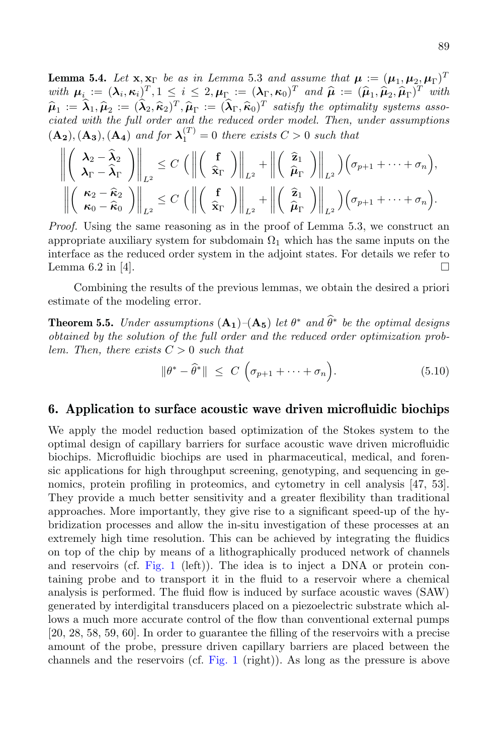**Lemma 5.4.** *Let* $\mathbf{x}, \mathbf{x}_\Gamma$ *be as in Lemma* 5.3 *and assume that* $\boldsymbol{\mu} := (\boldsymbol{\mu}_1, \boldsymbol{\mu}_2, \boldsymbol{\mu}_\Gamma)^T$ *with* $\boldsymbol{\mu}_i := (\boldsymbol{\lambda}_i, \boldsymbol{\kappa}_i)^T, 1 \leq i \leq 2, \boldsymbol{\mu}_\Gamma := (\boldsymbol{\lambda}_\Gamma, \boldsymbol{\kappa}_0)^T$ *and* $\widehat{\boldsymbol{\mu}} := (\widehat{\boldsymbol{\mu}}_1, \widehat{\boldsymbol{\mu}}_2, \widehat{\boldsymbol{\mu}}_\Gamma)^T$ *with* $\widehat{\boldsymbol{\mu}}_1 := \widehat{\boldsymbol{\lambda}}_1, \widehat{\boldsymbol{\mu}}_2 := (\widehat{\boldsymbol{\lambda}}_2, \widehat{\boldsymbol{\kappa}}_2)^T, \widehat{\boldsymbol{\mu}}_\Gamma := (\widehat{\boldsymbol{\lambda}}_\Gamma, \widehat{\boldsymbol{\kappa}}_0)^T$ *satisfy the optimality systems associated with the full order and the reduced order model. Then, under assumptions* $(\mathbf{A_2}), (\mathbf{A_3}), (\mathbf{A_4})$ *and for* $\boldsymbol{\lambda}_1^{(T)} = 0$ *there exists* $C > 0$ *such that*

$$\left\| \begin{pmatrix} \boldsymbol{\lambda}_2 - \widehat{\boldsymbol{\lambda}}_2 \\ \boldsymbol{\lambda}_\Gamma - \widehat{\boldsymbol{\lambda}}_\Gamma \end{pmatrix} \right\|_{L^2} \leq C \left( \left\| \begin{pmatrix} \mathbf{f} \\ \widehat{\mathbf{x}}_\Gamma \end{pmatrix} \right\|_{L^2} + \left\| \begin{pmatrix} \widehat{\mathbf{z}}_1 \\ \widehat{\boldsymbol{\mu}}_\Gamma \end{pmatrix} \right\|_{L^2} \right) \Big( \sigma_{p+1} + \cdots + \sigma_n \Big),$$

$$\left\| \begin{pmatrix} \boldsymbol{\kappa}_2 - \widehat{\boldsymbol{\kappa}}_2 \\ \boldsymbol{\kappa}_0 - \widehat{\boldsymbol{\kappa}}_0 \end{pmatrix} \right\|_{L^2} \leq C \left( \left\| \begin{pmatrix} \mathbf{f} \\ \widehat{\mathbf{x}}_\Gamma \end{pmatrix} \right\|_{L^2} + \left\| \begin{pmatrix} \widehat{\mathbf{z}}_1 \\ \widehat{\boldsymbol{\mu}}_\Gamma \end{pmatrix} \right\|_{L^2} \right) \Big( \sigma_{p+1} + \cdots + \sigma_n \Big).$$

*Proof.* Using the same reasoning as in the proof of Lemma 5.3, we construct an appropriate auxiliary system for subdomain $\Omega_1$ which has the same inputs on the interface as the reduced order system in the adjoint states. For details we refer to Lemma 6.2 in [4]. ☐

Combining the results of the previous lemmas, we obtain the desired a priori estimate of the modeling error.

**Theorem 5.5.** *Under assumptions* $(\mathbf{A_1})$*–*$(\mathbf{A_5})$ *let* $\theta^*$ *and* $\widehat{\theta}^*$ *be the optimal designs obtained by the solution of the full order and the reduced order optimization problem. Then, there exists* $C > 0$ *such that*

$$\|\theta^* - \widehat{\theta}^*\| \;\leq\; C\, \Big( \sigma_{p+1} + \cdots + \sigma_n \Big). \tag{5.10}$$

## 6. Application to surface acoustic wave driven microfluidic biochips

We apply the model reduction based optimization of the Stokes system to the optimal design of capillary barriers for surface acoustic wave driven microfluidic biochips. Microfluidic biochips are used in pharmaceutical, medical, and forensic applications for high throughput screening, genotyping, and sequencing in genomics, protein profiling in proteomics, and cytometry in cell analysis [47, 53]. They provide a much better sensitivity and a greater flexibility than traditional approaches. More importantly, they give rise to a significant speed-up of the hybridization processes and allow the in-situ investigation of these processes at an extremely high time resolution. This can be achieved by integrating the fluidics on top of the chip by means of a lithographically produced network of channels and reservoirs (cf. Fig. 1 (left)). The idea is to inject a DNA or protein containing probe and to transport it in the fluid to a reservoir where a chemical analysis is performed. The fluid flow is induced by surface acoustic waves (SAW) generated by interdigital transducers placed on a piezoelectric substrate which allows a much more accurate control of the flow than conventional external pumps [20, 28, 58, 59, 60]. In order to guarantee the filling of the reservoirs with a precise amount of the probe, pressure driven capillary barriers are placed between the channels and the reservoirs (cf. Fig. 1 (right)). As long as the pressure is above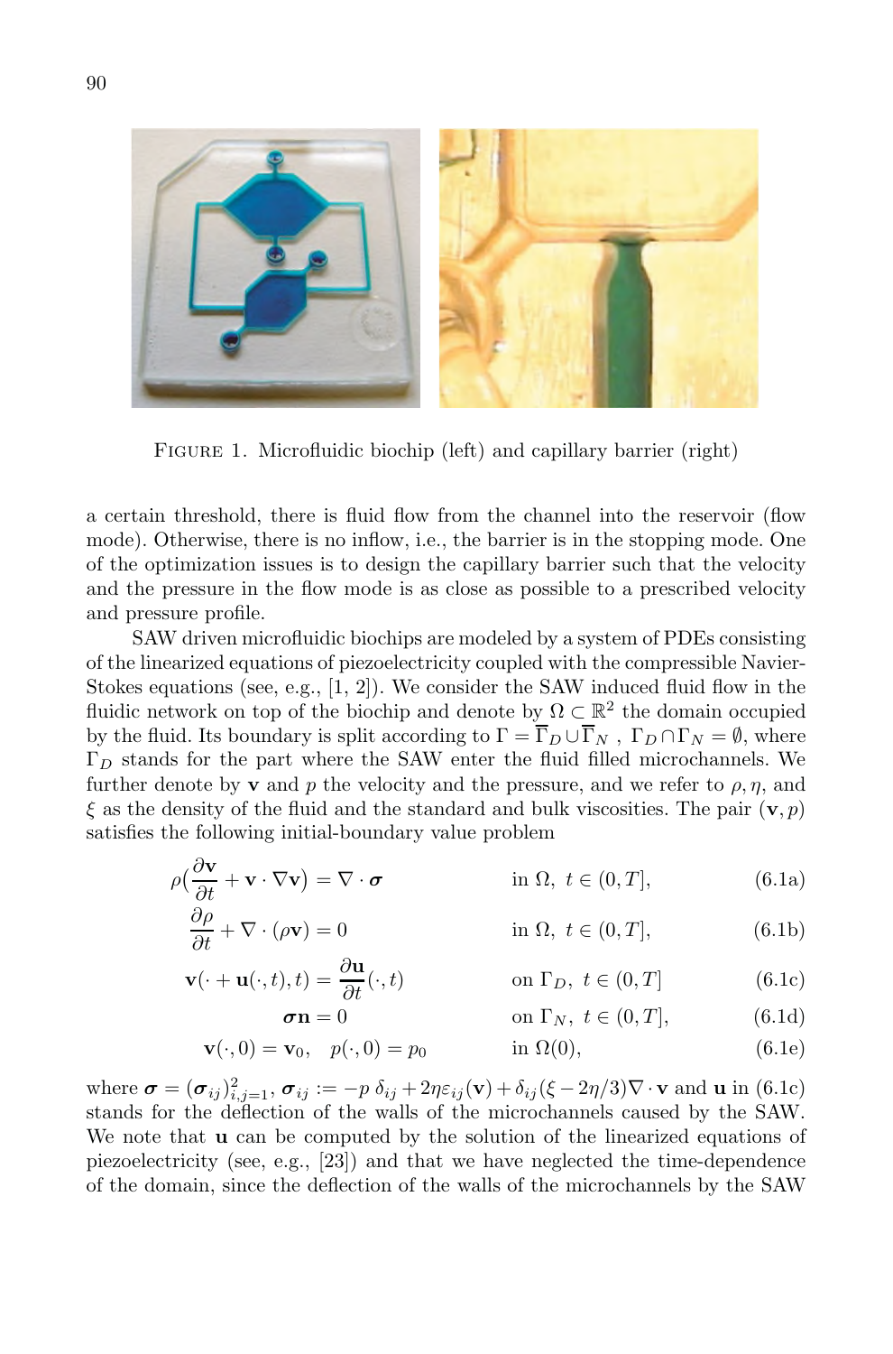FIGURE 1. Microfluidic biochip (left) and capillary barrier (right)

a certain threshold, there is fluid flow from the channel into the reservoir (flow mode). Otherwise, there is no inflow, i.e., the barrier is in the stopping mode. One of the optimization issues is to design the capillary barrier such that the velocity and the pressure in the flow mode is as close as possible to a prescribed velocity and pressure profile.

SAW driven microfluidic biochips are modeled by a system of PDEs consisting of the linearized equations of piezoelectricity coupled with the compressible Navier-Stokes equations (see, e.g., [1, 2]). We consider the SAW induced fluid flow in the fluidic network on top of the biochip and denote by $\Omega \subset \mathbb{R}^2$ the domain occupied by the fluid. Its boundary is split according to $\Gamma = \overline{\Gamma}_D \cup \overline{\Gamma}_N$ , $\Gamma_D \cap \Gamma_N = \emptyset$, where $\Gamma_D$ stands for the part where the SAW enter the fluid filled microchannels. We further denote by $\mathbf{v}$ and $p$ the velocity and the pressure, and we refer to $\rho, \eta$, and $\xi$ as the density of the fluid and the standard and bulk viscosities. The pair $(\mathbf{v}, p)$ satisfies the following initial-boundary value problem

$$\rho\Big(\frac{\partial \mathbf{v}}{\partial t} + \mathbf{v} \cdot \nabla \mathbf{v}\Big) = \nabla \cdot \boldsymbol{\sigma} \qquad \text{in } \Omega,\ t \in (0, T], \tag{6.1a}$$

$$\frac{\partial \rho}{\partial t} + \nabla \cdot (\rho \mathbf{v}) = 0 \qquad \text{in } \Omega,\ t \in (0, T], \tag{6.1b}$$

$$\mathbf{v}(\cdot + \mathbf{u}(\cdot, t), t) = \frac{\partial \mathbf{u}}{\partial t}(\cdot, t) \qquad \text{on } \Gamma_D,\ t \in (0, T] \tag{6.1c}$$

$$\boldsymbol{\sigma}\mathbf{n} = 0 \qquad \text{on } \Gamma_N,\ t \in (0, T], \tag{6.1d}$$

$$\mathbf{v}(\cdot, 0) = \mathbf{v}_0, \quad p(\cdot, 0) = p_0 \qquad \text{in } \Omega(0), \tag{6.1e}$$

where $\boldsymbol{\sigma} = (\boldsymbol{\sigma}_{ij})_{i,j=1}^2$, $\boldsymbol{\sigma}_{ij} := -p\ \delta_{ij} + 2\eta\varepsilon_{ij}(\mathbf{v}) + \delta_{ij}(\xi - 2\eta/3)\nabla \cdot \mathbf{v}$ and $\mathbf{u}$ in (6.1c) stands for the deflection of the walls of the microchannels caused by the SAW. We note that $\mathbf{u}$ can be computed by the solution of the linearized equations of piezoelectricity (see, e.g., [23]) and that we have neglected the time-dependence of the domain, since the deflection of the walls of the microchannels by the SAW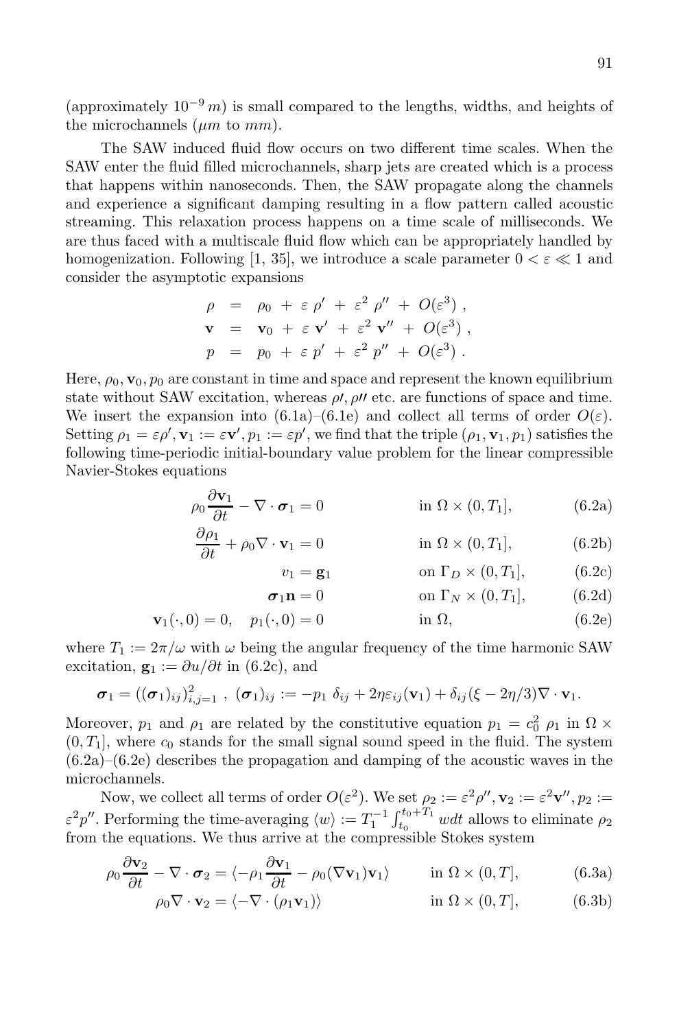(approximately $10^{-9}\,m$) is small compared to the lengths, widths, and heights of the microchannels ($\mu m$ to $mm$).

The SAW induced fluid flow occurs on two different time scales. When the SAW enter the fluid filled microchannels, sharp jets are created which is a process that happens within nanoseconds. Then, the SAW propagate along the channels and experience a significant damping resulting in a flow pattern called acoustic streaming. This relaxation process happens on a time scale of milliseconds. We are thus faced with a multiscale fluid flow which can be appropriately handled by homogenization. Following [1, 35], we introduce a scale parameter $0 < \varepsilon \ll 1$ and consider the asymptotic expansions

$$
\begin{aligned}
\rho &= \rho_0 + \varepsilon\,\rho' + \varepsilon^2\,\rho'' + O(\varepsilon^3)\,,\\
\mathbf{v} &= \mathbf{v}_0 + \varepsilon\,\mathbf{v}' + \varepsilon^2\,\mathbf{v}'' + O(\varepsilon^3)\,,\\
p &= p_0 + \varepsilon\,p' + \varepsilon^2\,p'' + O(\varepsilon^3)\,.
\end{aligned}
$$

Here, $\rho_0, \mathbf{v}_0, p_0$ are constant in time and space and represent the known equilibrium state without SAW excitation, whereas $\rho\prime, \rho\prime\prime$ etc. are functions of space and time. We insert the expansion into (6.1a)–(6.1e) and collect all terms of order $O(\varepsilon)$. Setting $\rho_1 = \varepsilon\rho', \mathbf{v}_1 := \varepsilon\mathbf{v}', p_1 := \varepsilon p'$, we find that the triple $(\rho_1, \mathbf{v}_1, p_1)$ satisfies the following time-periodic initial-boundary value problem for the linear compressible Navier-Stokes equations

$$
\rho_0 \frac{\partial \mathbf{v}_1}{\partial t} - \nabla \cdot \boldsymbol{\sigma}_1 = 0 \qquad \text{in } \Omega \times (0, T_1], \tag{6.2a}
$$

$$
\frac{\partial \rho_1}{\partial t} + \rho_0 \nabla \cdot \mathbf{v}_1 = 0 \qquad \text{in } \Omega \times (0, T_1], \tag{6.2b}
$$

$$
v_1 = \mathbf{g}_1 \qquad \text{on } \Gamma_D \times (0, T_1], \tag{6.2c}
$$

$$
\boldsymbol{\sigma}_1 \mathbf{n} = 0 \qquad \text{on } \Gamma_N \times (0, T_1], \tag{6.2d}
$$

$$
\mathbf{v}_1(\cdot, 0) = 0, \quad p_1(\cdot, 0) = 0 \qquad \text{in } \Omega, \tag{6.2e}
$$

where $T_1 := 2\pi/\omega$ with $\omega$ being the angular frequency of the time harmonic SAW excitation, $\mathbf{g}_1 := \partial u/\partial t$ in (6.2c), and

$$
\boldsymbol{\sigma}_1 = ((\boldsymbol{\sigma}_1)_{ij})_{i,j=1}^2\,,\ (\boldsymbol{\sigma}_1)_{ij} := -p_1\,\delta_{ij} + 2\eta\varepsilon_{ij}(\mathbf{v}_1) + \delta_{ij}(\xi - 2\eta/3)\nabla \cdot \mathbf{v}_1.
$$

Moreover, $p_1$ and $\rho_1$ are related by the constitutive equation $p_1 = c_0^2\,\rho_1$ in $\Omega \times (0, T_1]$, where $c_0$ stands for the small signal sound speed in the fluid. The system (6.2a)–(6.2e) describes the propagation and damping of the acoustic waves in the microchannels.

Now, we collect all terms of order $O(\varepsilon^2)$. We set $\rho_2 := \varepsilon^2\rho'', \mathbf{v}_2 := \varepsilon^2\mathbf{v}'', p_2 := \varepsilon^2 p''$. Performing the time-averaging $\langle w \rangle := T_1^{-1}\int_{t_0}^{t_0+T_1} w dt$ allows to eliminate $\rho_2$ from the equations. We thus arrive at the compressible Stokes system

$$
\rho_0 \frac{\partial \mathbf{v}_2}{\partial t} - \nabla \cdot \boldsymbol{\sigma}_2 = \langle -\rho_1 \frac{\partial \mathbf{v}_1}{\partial t} - \rho_0 (\nabla \mathbf{v}_1)\mathbf{v}_1 \rangle \qquad \text{in } \Omega \times (0, T], \tag{6.3a}
$$

$$
\rho_0 \nabla \cdot \mathbf{v}_2 = \langle -\nabla \cdot (\rho_1 \mathbf{v}_1) \rangle \qquad \text{in } \Omega \times (0, T], \tag{6.3b}
$$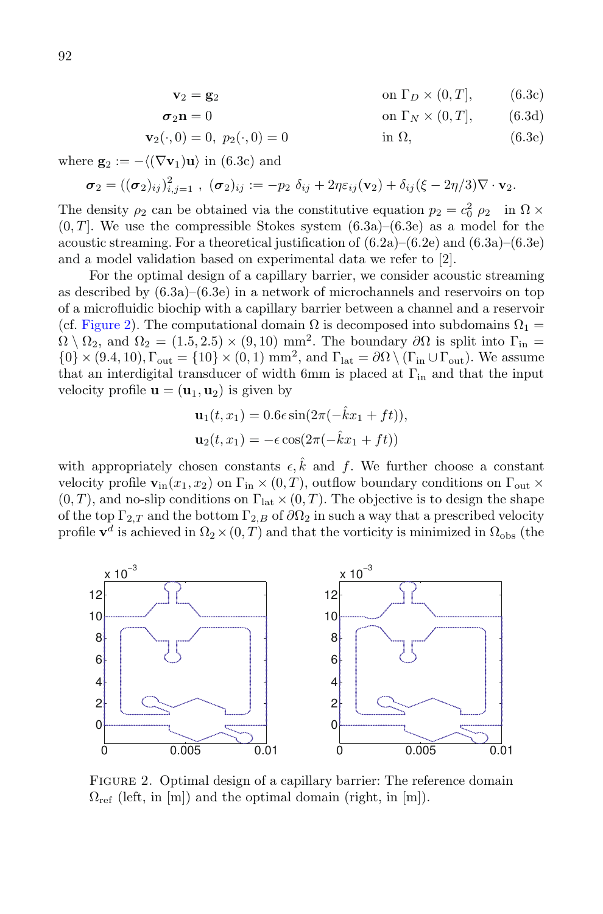$$\mathbf{v}_2 = \mathbf{g}_2 \quad \text{on } \Gamma_D \times (0, T], \tag{6.3c}$$

$$\boldsymbol{\sigma}_2 \mathbf{n} = 0 \quad \text{on } \Gamma_N \times (0, T], \tag{6.3d}$$

$$\mathbf{v}_2(\cdot, 0) = 0, \; p_2(\cdot, 0) = 0 \quad \text{in } \Omega, \tag{6.3e}$$

where $\mathbf{g}_2 := -\langle(\nabla \mathbf{v}_1)\mathbf{u}\rangle$ in (6.3c) and

$$\boldsymbol{\sigma}_2 = ((\boldsymbol{\sigma}_2)_{ij})_{i,j=1}^2 \; , \; (\boldsymbol{\sigma}_2)_{ij} := -p_2 \; \delta_{ij} + 2\eta \varepsilon_{ij}(\mathbf{v}_2) + \delta_{ij}(\xi - 2\eta/3)\nabla \cdot \mathbf{v}_2.$$

The density $\rho_2$ can be obtained via the constitutive equation $p_2 = c_0^2 \; \rho_2$ in $\Omega \times (0, T]$. We use the compressible Stokes system (6.3a)–(6.3e) as a model for the acoustic streaming. For a theoretical justification of (6.2a)–(6.2e) and (6.3a)–(6.3e) and a model validation based on experimental data we refer to [2].

For the optimal design of a capillary barrier, we consider acoustic streaming as described by (6.3a)–(6.3e) in a network of microchannels and reservoirs on top of a microfluidic biochip with a capillary barrier between a channel and a reservoir (cf. Figure 2). The computational domain $\Omega$ is decomposed into subdomains $\Omega_1 = \Omega \setminus \Omega_2$, and $\Omega_2 = (1.5, 2.5) \times (9, 10)$ mm$^2$. The boundary $\partial\Omega$ is split into $\Gamma_{\text{in}} = \{0\} \times (9.4, 10), \Gamma_{\text{out}} = \{10\} \times (0, 1)$ mm$^2$, and $\Gamma_{\text{lat}} = \partial\Omega \setminus (\Gamma_{\text{in}} \cup \Gamma_{\text{out}})$. We assume that an interdigital transducer of width 6mm is placed at $\Gamma_{\text{in}}$ and that the input velocity profile $\mathbf{u} = (\mathbf{u}_1, \mathbf{u}_2)$ is given by

$$\mathbf{u}_1(t, x_1) = 0.6\epsilon \sin(2\pi(-\hat{k}x_1 + ft)),$$

$$\mathbf{u}_2(t, x_1) = -\epsilon \cos(2\pi(-\hat{k}x_1 + ft))$$

with appropriately chosen constants $\epsilon, \hat{k}$ and $f$. We further choose a constant velocity profile $\mathbf{v}_{\text{in}}(x_1, x_2)$ on $\Gamma_{\text{in}} \times (0, T)$, outflow boundary conditions on $\Gamma_{\text{out}} \times (0, T)$, and no-slip conditions on $\Gamma_{\text{lat}} \times (0, T)$. The objective is to design the shape of the top $\Gamma_{2,T}$ and the bottom $\Gamma_{2,B}$ of $\partial\Omega_2$ in such a way that a prescribed velocity profile $\mathbf{v}^d$ is achieved in $\Omega_2 \times (0, T)$ and that the vorticity is minimized in $\Omega_{\text{obs}}$ (the

Figure 2. Optimal design of a capillary barrier: The reference domain $\Omega_{\text{ref}}$ (left, in [m]) and the optimal domain (right, in [m]).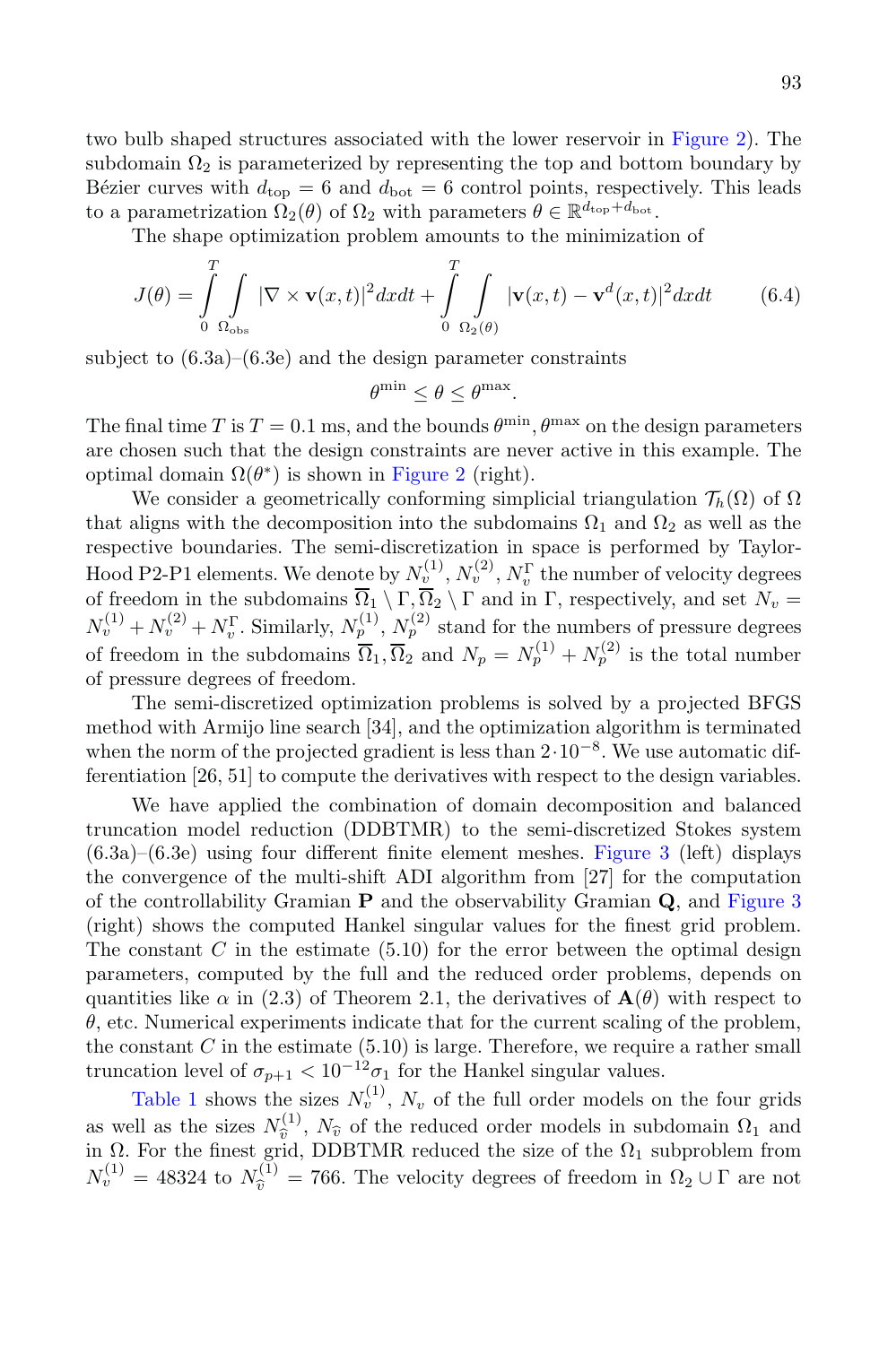two bulb shaped structures associated with the lower reservoir in Figure 2). The subdomain $\Omega_2$ is parameterized by representing the top and bottom boundary by Bézier curves with $d_{\rm top} = 6$ and $d_{\rm bot} = 6$ control points, respectively. This leads to a parametrization $\Omega_2(\theta)$ of $\Omega_2$ with parameters $\theta \in \mathbb{R}^{d_{\rm top}+d_{\rm bot}}$.

The shape optimization problem amounts to the minimization of

$$J(\theta) = \int_0^T \int_{\Omega_{\rm obs}} |\nabla \times \mathbf{v}(x,t)|^2 dx dt + \int_0^T \int_{\Omega_2(\theta)} |\mathbf{v}(x,t) - \mathbf{v}^d(x,t)|^2 dx dt \qquad (6.4)$$

subject to (6.3a)–(6.3e) and the design parameter constraints

$$\theta^{\min} \le \theta \le \theta^{\max}.$$

The final time $T$ is $T = 0.1$ ms, and the bounds $\theta^{\min}, \theta^{\max}$ on the design parameters are chosen such that the design constraints are never active in this example. The optimal domain $\Omega(\theta^*)$ is shown in Figure 2 (right).

We consider a geometrically conforming simplicial triangulation $\mathcal{T}_h(\Omega)$ of $\Omega$ that aligns with the decomposition into the subdomains $\Omega_1$ and $\Omega_2$ as well as the respective boundaries. The semi-discretization in space is performed by Taylor-Hood P2-P1 elements. We denote by $N_v^{(1)}, N_v^{(2)}, N_v^{\Gamma}$ the number of velocity degrees of freedom in the subdomains $\overline{\Omega}_1 \setminus \Gamma, \overline{\Omega}_2 \setminus \Gamma$ and in $\Gamma$, respectively, and set $N_v = N_v^{(1)} + N_v^{(2)} + N_v^{\Gamma}$. Similarly, $N_p^{(1)}, N_p^{(2)}$ stand for the numbers of pressure degrees of freedom in the subdomains $\overline{\Omega}_1, \overline{\Omega}_2$ and $N_p = N_p^{(1)} + N_p^{(2)}$ is the total number of pressure degrees of freedom.

The semi-discretized optimization problems is solved by a projected BFGS method with Armijo line search [34], and the optimization algorithm is terminated when the norm of the projected gradient is less than $2 \cdot 10^{-8}$. We use automatic differentiation [26, 51] to compute the derivatives with respect to the design variables.

We have applied the combination of domain decomposition and balanced truncation model reduction (DDBTMR) to the semi-discretized Stokes system (6.3a)–(6.3e) using four different finite element meshes. Figure 3 (left) displays the convergence of the multi-shift ADI algorithm from [27] for the computation of the controllability Gramian $\mathbf{P}$ and the observability Gramian $\mathbf{Q}$, and Figure 3 (right) shows the computed Hankel singular values for the finest grid problem. The constant $C$ in the estimate (5.10) for the error between the optimal design parameters, computed by the full and the reduced order problems, depends on quantities like $\alpha$ in (2.3) of Theorem 2.1, the derivatives of $\mathbf{A}(\theta)$ with respect to $\theta$, etc. Numerical experiments indicate that for the current scaling of the problem, the constant $C$ in the estimate (5.10) is large. Therefore, we require a rather small truncation level of $\sigma_{p+1} < 10^{-12}\sigma_1$ for the Hankel singular values.

Table 1 shows the sizes $N_v^{(1)}$, $N_v$ of the full order models on the four grids as well as the sizes $N_{\widehat{v}}^{(1)}$, $N_{\widehat{v}}$ of the reduced order models in subdomain $\Omega_1$ and in $\Omega$. For the finest grid, DDBTMR reduced the size of the $\Omega_1$ subproblem from $N_v^{(1)} = 48324$ to $N_{\widehat{v}}^{(1)} = 766$. The velocity degrees of freedom in $\Omega_2 \cup \Gamma$ are not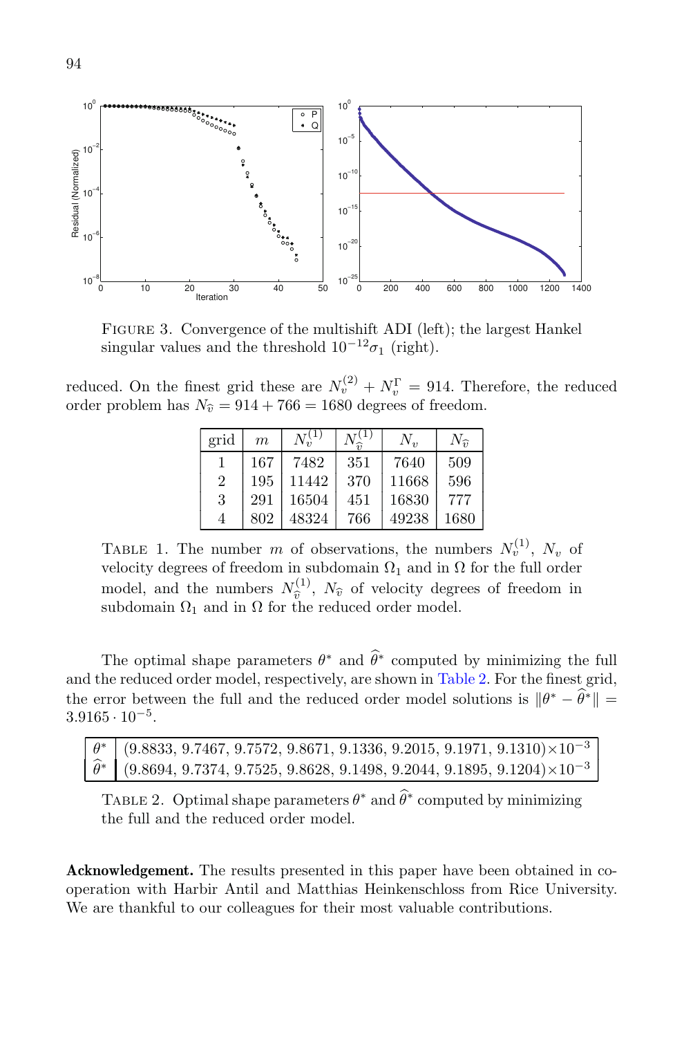FIGURE 3. Convergence of the multishift ADI (left); the largest Hankel singular values and the threshold $10^{-12}\sigma_1$ (right).

reduced. On the finest grid these are $N_v^{(2)} + N_v^{\Gamma} = 914$. Therefore, the reduced order problem has $N_{\widehat{v}} = 914 + 766 = 1680$ degrees of freedom.

| grid | $m$ | $N_v^{(1)}$ | $N_{\widehat{v}}^{(1)}$ | $N_v$ | $N_{\widehat{v}}$ |
|---|---|---|---|---|---|
| 1 | 167 | 7482 | 351 | 7640 | 509 |
| 2 | 195 | 11442 | 370 | 11668 | 596 |
| 3 | 291 | 16504 | 451 | 16830 | 777 |
| 4 | 802 | 48324 | 766 | 49238 | 1680 |

TABLE 1. The number $m$ of observations, the numbers $N_v^{(1)}$, $N_v$ of velocity degrees of freedom in subdomain $\Omega_1$ and in $\Omega$ for the full order model, and the numbers $N_{\widehat{v}}^{(1)}$, $N_{\widehat{v}}$ of velocity degrees of freedom in subdomain $\Omega_1$ and in $\Omega$ for the reduced order model.

The optimal shape parameters $\theta^*$ and $\widehat{\theta}^*$ computed by minimizing the full and the reduced order model, respectively, are shown in Table 2. For the finest grid, the error between the full and the reduced order model solutions is $\|\theta^* - \widehat{\theta}^*\| = 3.9165 \cdot 10^{-5}$.

| | |
|---|---|
| $\theta^*$ | $(9.8833, 9.7467, 9.7572, 9.8671, 9.1336, 9.2015, 9.1971, 9.1310)\times 10^{-3}$ |
| $\widehat{\theta}^*$ | $(9.8694, 9.7374, 9.7525, 9.8628, 9.1498, 9.2044, 9.1895, 9.1204)\times 10^{-3}$ |

TABLE 2. Optimal shape parameters $\theta^*$ and $\widehat{\theta}^*$ computed by minimizing the full and the reduced order model.

**Acknowledgement.** The results presented in this paper have been obtained in cooperation with Harbir Antil and Matthias Heinkenschloss from Rice University. We are thankful to our colleagues for their most valuable contributions.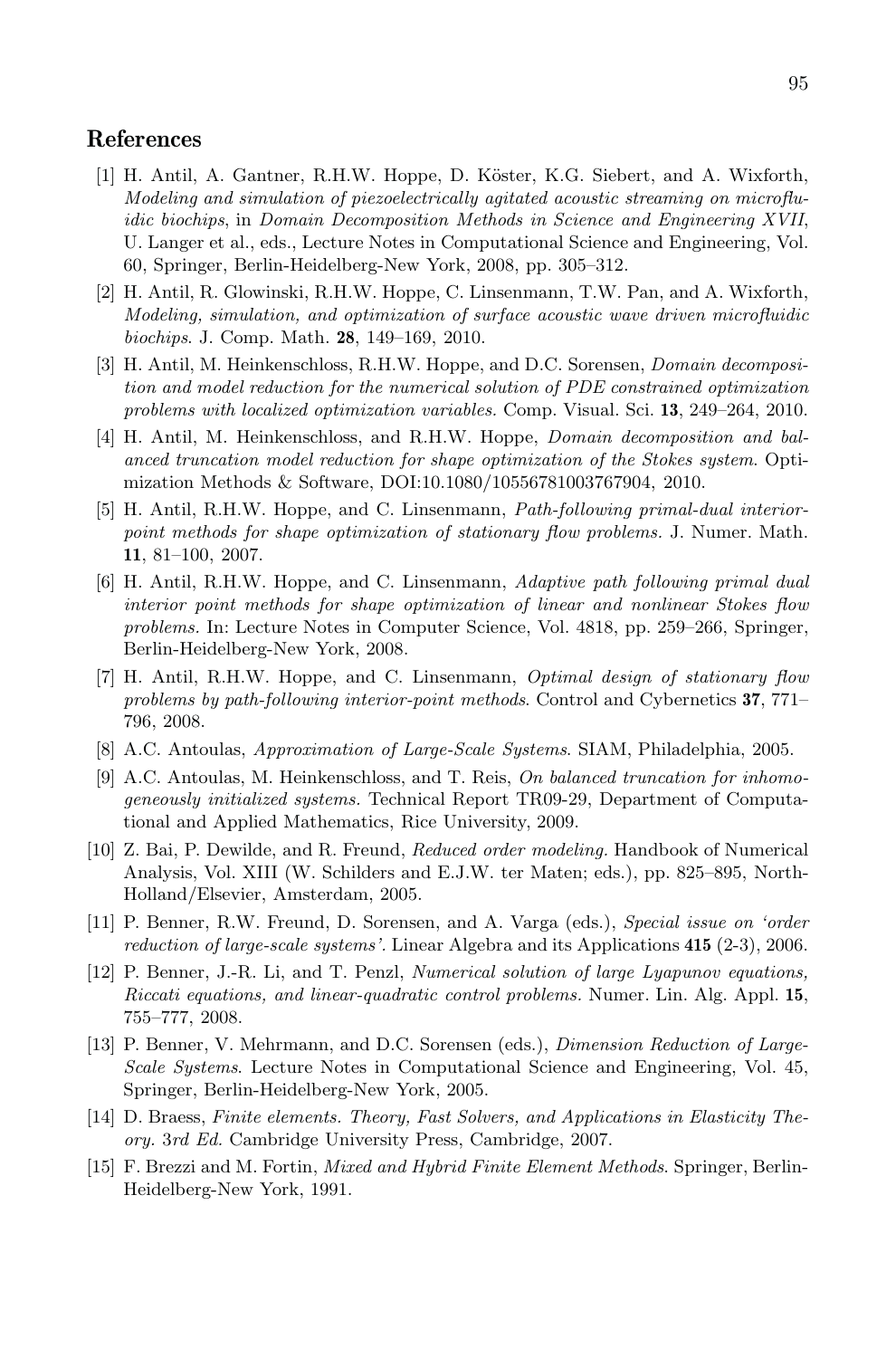## References

[1] H. Antil, A. Gantner, R.H.W. Hoppe, D. Köster, K.G. Siebert, and A. Wixforth, *Modeling and simulation of piezoelectrically agitated acoustic streaming on microfluidic biochips*, in *Domain Decomposition Methods in Science and Engineering XVII*, U. Langer et al., eds., Lecture Notes in Computational Science and Engineering, Vol. 60, Springer, Berlin-Heidelberg-New York, 2008, pp. 305–312.

[2] H. Antil, R. Glowinski, R.H.W. Hoppe, C. Linsenmann, T.W. Pan, and A. Wixforth, *Modeling, simulation, and optimization of surface acoustic wave driven microfluidic biochips*. J. Comp. Math. **28**, 149–169, 2010.

[3] H. Antil, M. Heinkenschloss, R.H.W. Hoppe, and D.C. Sorensen, *Domain decomposition and model reduction for the numerical solution of PDE constrained optimization problems with localized optimization variables.* Comp. Visual. Sci. **13**, 249–264, 2010.

[4] H. Antil, M. Heinkenschloss, and R.H.W. Hoppe, *Domain decomposition and balanced truncation model reduction for shape optimization of the Stokes system*. Optimization Methods & Software, DOI:10.1080/10556781003767904, 2010.

[5] H. Antil, R.H.W. Hoppe, and C. Linsenmann, *Path-following primal-dual interior-point methods for shape optimization of stationary flow problems.* J. Numer. Math. **11**, 81–100, 2007.

[6] H. Antil, R.H.W. Hoppe, and C. Linsenmann, *Adaptive path following primal dual interior point methods for shape optimization of linear and nonlinear Stokes flow problems.* In: Lecture Notes in Computer Science, Vol. 4818, pp. 259–266, Springer, Berlin-Heidelberg-New York, 2008.

[7] H. Antil, R.H.W. Hoppe, and C. Linsenmann, *Optimal design of stationary flow problems by path-following interior-point methods*. Control and Cybernetics **37**, 771–796, 2008.

[8] A.C. Antoulas, *Approximation of Large-Scale Systems*. SIAM, Philadelphia, 2005.

[9] A.C. Antoulas, M. Heinkenschloss, and T. Reis, *On balanced truncation for inhomogeneously initialized systems.* Technical Report TR09-29, Department of Computational and Applied Mathematics, Rice University, 2009.

[10] Z. Bai, P. Dewilde, and R. Freund, *Reduced order modeling.* Handbook of Numerical Analysis, Vol. XIII (W. Schilders and E.J.W. ter Maten; eds.), pp. 825–895, North-Holland/Elsevier, Amsterdam, 2005.

[11] P. Benner, R.W. Freund, D. Sorensen, and A. Varga (eds.), *Special issue on 'order reduction of large-scale systems'.* Linear Algebra and its Applications **415** (2-3), 2006.

[12] P. Benner, J.-R. Li, and T. Penzl, *Numerical solution of large Lyapunov equations, Riccati equations, and linear-quadratic control problems.* Numer. Lin. Alg. Appl. **15**, 755–777, 2008.

[13] P. Benner, V. Mehrmann, and D.C. Sorensen (eds.), *Dimension Reduction of Large-Scale Systems*. Lecture Notes in Computational Science and Engineering, Vol. 45, Springer, Berlin-Heidelberg-New York, 2005.

[14] D. Braess, *Finite elements. Theory, Fast Solvers, and Applications in Elasticity Theory. 3rd Ed.* Cambridge University Press, Cambridge, 2007.

[15] F. Brezzi and M. Fortin, *Mixed and Hybrid Finite Element Methods*. Springer, Berlin-Heidelberg-New York, 1991.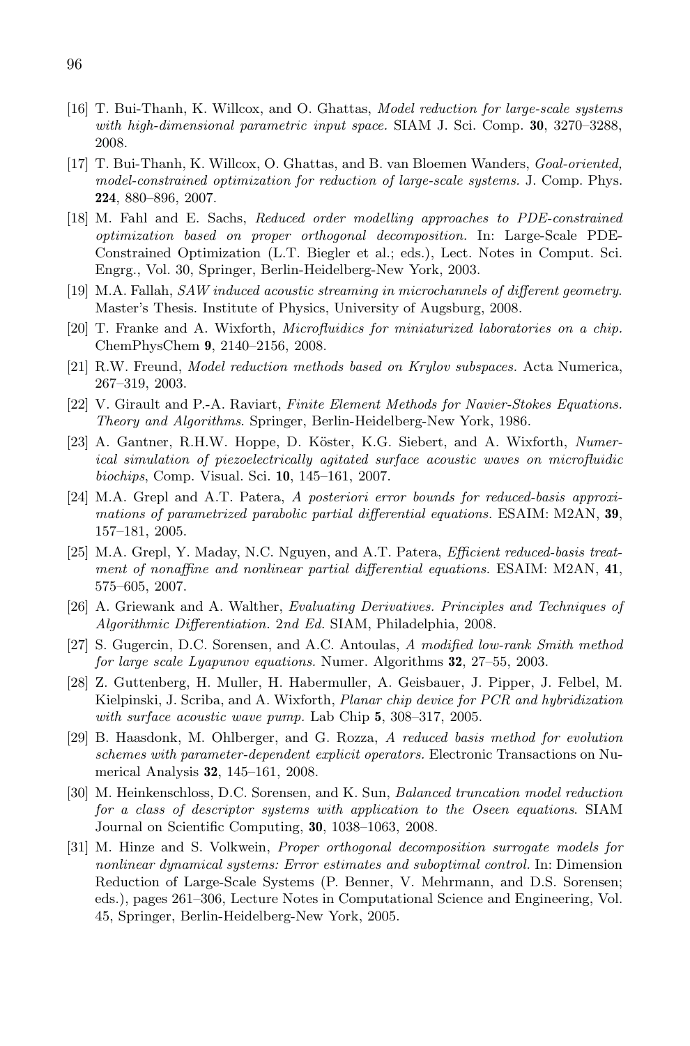[16] T. Bui-Thanh, K. Willcox, and O. Ghattas, *Model reduction for large-scale systems with high-dimensional parametric input space.* SIAM J. Sci. Comp. **30**, 3270–3288, 2008.

[17] T. Bui-Thanh, K. Willcox, O. Ghattas, and B. van Bloemen Wanders, *Goal-oriented, model-constrained optimization for reduction of large-scale systems.* J. Comp. Phys. **224**, 880–896, 2007.

[18] M. Fahl and E. Sachs, *Reduced order modelling approaches to PDE-constrained optimization based on proper orthogonal decomposition.* In: Large-Scale PDE-Constrained Optimization (L.T. Biegler et al.; eds.), Lect. Notes in Comput. Sci. Engrg., Vol. 30, Springer, Berlin-Heidelberg-New York, 2003.

[19] M.A. Fallah, *SAW induced acoustic streaming in microchannels of different geometry.* Master's Thesis. Institute of Physics, University of Augsburg, 2008.

[20] T. Franke and A. Wixforth, *Microfluidics for miniaturized laboratories on a chip.* ChemPhysChem **9**, 2140–2156, 2008.

[21] R.W. Freund, *Model reduction methods based on Krylov subspaces.* Acta Numerica, 267–319, 2003.

[22] V. Girault and P.-A. Raviart, *Finite Element Methods for Navier-Stokes Equations. Theory and Algorithms*. Springer, Berlin-Heidelberg-New York, 1986.

[23] A. Gantner, R.H.W. Hoppe, D. Köster, K.G. Siebert, and A. Wixforth, *Numerical simulation of piezoelectrically agitated surface acoustic waves on microfluidic biochips*, Comp. Visual. Sci. **10**, 145–161, 2007.

[24] M.A. Grepl and A.T. Patera, *A posteriori error bounds for reduced-basis approximations of parametrized parabolic partial differential equations.* ESAIM: M2AN, **39**, 157–181, 2005.

[25] M.A. Grepl, Y. Maday, N.C. Nguyen, and A.T. Patera, *Efficient reduced-basis treatment of nonaffine and nonlinear partial differential equations.* ESAIM: M2AN, **41**, 575–605, 2007.

[26] A. Griewank and A. Walther, *Evaluating Derivatives. Principles and Techniques of Algorithmic Differentiation.* 2nd Ed. SIAM, Philadelphia, 2008.

[27] S. Gugercin, D.C. Sorensen, and A.C. Antoulas, *A modified low-rank Smith method for large scale Lyapunov equations.* Numer. Algorithms **32**, 27–55, 2003.

[28] Z. Guttenberg, H. Muller, H. Habermuller, A. Geisbauer, J. Pipper, J. Felbel, M. Kielpinski, J. Scriba, and A. Wixforth, *Planar chip device for PCR and hybridization with surface acoustic wave pump.* Lab Chip **5**, 308–317, 2005.

[29] B. Haasdonk, M. Ohlberger, and G. Rozza, *A reduced basis method for evolution schemes with parameter-dependent explicit operators.* Electronic Transactions on Numerical Analysis **32**, 145–161, 2008.

[30] M. Heinkenschloss, D.C. Sorensen, and K. Sun, *Balanced truncation model reduction for a class of descriptor systems with application to the Oseen equations*. SIAM Journal on Scientific Computing, **30**, 1038–1063, 2008.

[31] M. Hinze and S. Volkwein, *Proper orthogonal decomposition surrogate models for nonlinear dynamical systems: Error estimates and suboptimal control.* In: Dimension Reduction of Large-Scale Systems (P. Benner, V. Mehrmann, and D.S. Sorensen; eds.), pages 261–306, Lecture Notes in Computational Science and Engineering, Vol. 45, Springer, Berlin-Heidelberg-New York, 2005.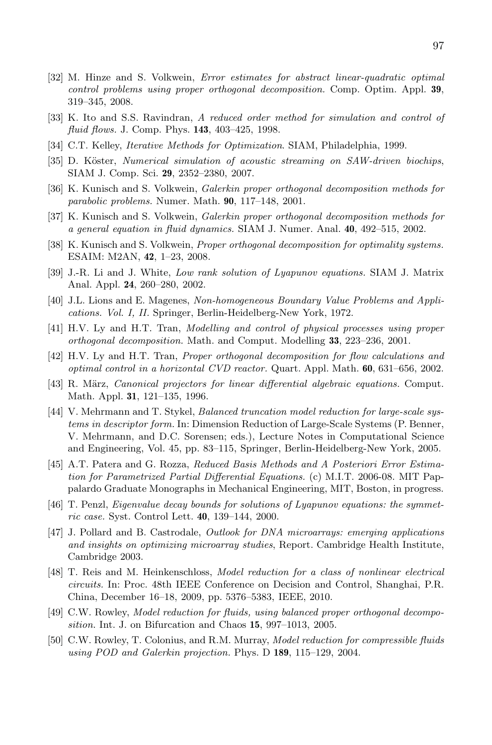[32] M. Hinze and S. Volkwein, *Error estimates for abstract linear-quadratic optimal control problems using proper orthogonal decomposition.* Comp. Optim. Appl. **39**, 319–345, 2008.

[33] K. Ito and S.S. Ravindran, *A reduced order method for simulation and control of fluid flows.* J. Comp. Phys. **143**, 403–425, 1998.

[34] C.T. Kelley, *Iterative Methods for Optimization*. SIAM, Philadelphia, 1999.

[35] D. Köster, *Numerical simulation of acoustic streaming on SAW-driven biochips*, SIAM J. Comp. Sci. **29**, 2352–2380, 2007.

[36] K. Kunisch and S. Volkwein, *Galerkin proper orthogonal decomposition methods for parabolic problems.* Numer. Math. **90**, 117–148, 2001.

[37] K. Kunisch and S. Volkwein, *Galerkin proper orthogonal decomposition methods for a general equation in fluid dynamics.* SIAM J. Numer. Anal. **40**, 492–515, 2002.

[38] K. Kunisch and S. Volkwein, *Proper orthogonal decomposition for optimality systems.* ESAIM: M2AN, **42**, 1–23, 2008.

[39] J.-R. Li and J. White, *Low rank solution of Lyapunov equations.* SIAM J. Matrix Anal. Appl. **24**, 260–280, 2002.

[40] J.L. Lions and E. Magenes, *Non-homogeneous Boundary Value Problems and Applications. Vol. I, II.* Springer, Berlin-Heidelberg-New York, 1972.

[41] H.V. Ly and H.T. Tran, *Modelling and control of physical processes using proper orthogonal decomposition.* Math. and Comput. Modelling **33**, 223–236, 2001.

[42] H.V. Ly and H.T. Tran, *Proper orthogonal decomposition for flow calculations and optimal control in a horizontal CVD reactor.* Quart. Appl. Math. **60**, 631–656, 2002.

[43] R. März, *Canonical projectors for linear differential algebraic equations.* Comput. Math. Appl. **31**, 121–135, 1996.

[44] V. Mehrmann and T. Stykel, *Balanced truncation model reduction for large-scale systems in descriptor form.* In: Dimension Reduction of Large-Scale Systems (P. Benner, V. Mehrmann, and D.C. Sorensen; eds.), Lecture Notes in Computational Science and Engineering, Vol. 45, pp. 83–115, Springer, Berlin-Heidelberg-New York, 2005.

[45] A.T. Patera and G. Rozza, *Reduced Basis Methods and A Posteriori Error Estimation for Parametrized Partial Differential Equations.* (c) M.I.T. 2006-08. MIT Pappalardo Graduate Monographs in Mechanical Engineering, MIT, Boston, in progress.

[46] T. Penzl, *Eigenvalue decay bounds for solutions of Lyapunov equations: the symmetric case.* Syst. Control Lett. **40**, 139–144, 2000.

[47] J. Pollard and B. Castrodale, *Outlook for DNA microarrays: emerging applications and insights on optimizing microarray studies*, Report. Cambridge Health Institute, Cambridge 2003.

[48] T. Reis and M. Heinkenschloss, *Model reduction for a class of nonlinear electrical circuits.* In: Proc. 48th IEEE Conference on Decision and Control, Shanghai, P.R. China, December 16–18, 2009, pp. 5376–5383, IEEE, 2010.

[49] C.W. Rowley, *Model reduction for fluids, using balanced proper orthogonal decomposition.* Int. J. on Bifurcation and Chaos **15**, 997–1013, 2005.

[50] C.W. Rowley, T. Colonius, and R.M. Murray, *Model reduction for compressible fluids using POD and Galerkin projection.* Phys. D **189**, 115–129, 2004.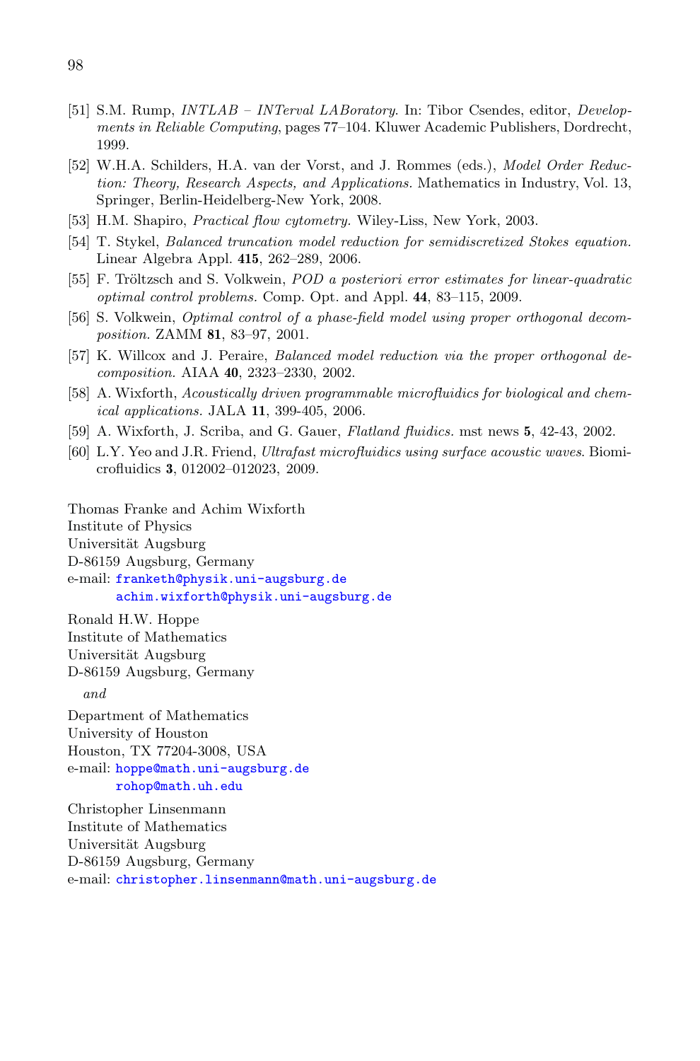[51] S.M. Rump, *INTLAB – INTerval LABoratory*. In: Tibor Csendes, editor, *Developments in Reliable Computing*, pages 77–104. Kluwer Academic Publishers, Dordrecht, 1999.

[52] W.H.A. Schilders, H.A. van der Vorst, and J. Rommes (eds.), *Model Order Reduction: Theory, Research Aspects, and Applications.* Mathematics in Industry, Vol. 13, Springer, Berlin-Heidelberg-New York, 2008.

[53] H.M. Shapiro, *Practical flow cytometry.* Wiley-Liss, New York, 2003.

[54] T. Stykel, *Balanced truncation model reduction for semidiscretized Stokes equation.* Linear Algebra Appl. **415**, 262–289, 2006.

[55] F. Tröltzsch and S. Volkwein, *POD a posteriori error estimates for linear-quadratic optimal control problems.* Comp. Opt. and Appl. **44**, 83–115, 2009.

[56] S. Volkwein, *Optimal control of a phase-field model using proper orthogonal decomposition.* ZAMM **81**, 83–97, 2001.

[57] K. Willcox and J. Peraire, *Balanced model reduction via the proper orthogonal decomposition.* AIAA **40**, 2323–2330, 2002.

[58] A. Wixforth, *Acoustically driven programmable microfluidics for biological and chemical applications.* JALA **11**, 399-405, 2006.

[59] A. Wixforth, J. Scriba, and G. Gauer, *Flatland fluidics.* mst news **5**, 42-43, 2002.

[60] L.Y. Yeo and J.R. Friend, *Ultrafast microfluidics using surface acoustic waves.* Biomicrofluidics **3**, 012002–012023, 2009.

Thomas Franke and Achim Wixforth
Institute of Physics
Universität Augsburg
D-86159 Augsburg, Germany
e-mail: franketh@physik.uni-augsburg.de
achim.wixforth@physik.uni-augsburg.de

Ronald H.W. Hoppe
Institute of Mathematics
Universität Augsburg
D-86159 Augsburg, Germany

*and*

Department of Mathematics
University of Houston
Houston, TX 77204-3008, USA
e-mail: hoppe@math.uni-augsburg.de
rohop@math.uh.edu

Christopher Linsenmann
Institute of Mathematics
Universität Augsburg
D-86159 Augsburg, Germany
e-mail: christopher.linsenmann@math.uni-augsburg.de